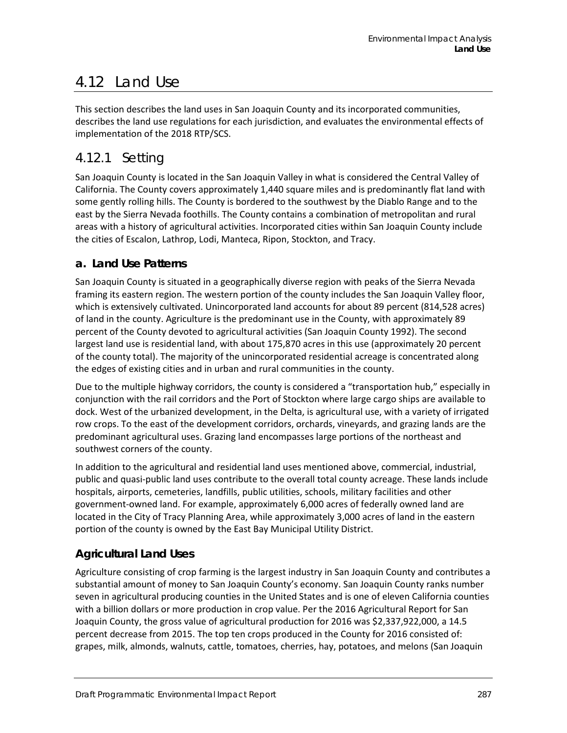# 4.12 Land Use

This section describes the land uses in San Joaquin County and its incorporated communities, describes the land use regulations for each jurisdiction, and evaluates the environmental effects of implementation of the 2018 RTP/SCS.

## 4.12.1 Setting

San Joaquin County is located in the San Joaquin Valley in what is considered the Central Valley of California. The County covers approximately 1,440 square miles and is predominantly flat land with some gently rolling hills. The County is bordered to the southwest by the Diablo Range and to the east by the Sierra Nevada foothills. The County contains a combination of metropolitan and rural areas with a history of agricultural activities. Incorporated cities within San Joaquin County include the cities of Escalon, Lathrop, Lodi, Manteca, Ripon, Stockton, and Tracy.

### a. Land Use Patterns

San Joaquin County is situated in a geographically diverse region with peaks of the Sierra Nevada framing its eastern region. The western portion of the county includes the San Joaquin Valley floor, which is extensively cultivated. Unincorporated land accounts for about 89 percent (814,528 acres) of land in the county. Agriculture is the predominant use in the County, with approximately 89 percent of the County devoted to agricultural activities (San Joaquin County 1992). The second largest land use is residential land, with about 175,870 acres in this use (approximately 20 percent of the county total). The majority of the unincorporated residential acreage is concentrated along the edges of existing cities and in urban and rural communities in the county.

Due to the multiple highway corridors, the county is considered a "transportation hub," especially in conjunction with the rail corridors and the Port of Stockton where large cargo ships are available to dock. West of the urbanized development, in the Delta, is agricultural use, with a variety of irrigated row crops. To the east of the development corridors, orchards, vineyards, and grazing lands are the predominant agricultural uses. Grazing land encompasses large portions of the northeast and southwest corners of the county.

In addition to the agricultural and residential land uses mentioned above, commercial, industrial, public and quasi-public land uses contribute to the overall total county acreage. These lands include hospitals, airports, cemeteries, landfills, public utilities, schools, military facilities and other government-owned land. For example, approximately 6,000 acres of federally owned land are located in the City of Tracy Planning Area, while approximately 3,000 acres of land in the eastern portion of the county is owned by the East Bay Municipal Utility District.

### Agricultural Land Uses

Agriculture consisting of crop farming is the largest industry in San Joaquin County and contributes a substantial amount of money to San Joaquin County's economy. San Joaquin County ranks number seven in agricultural producing counties in the United States and is one of eleven California counties with a billion dollars or more production in crop value. Per the 2016 Agricultural Report for San Joaquin County, the gross value of agricultural production for 2016 was $2,337,922,000, a 14.5 percent decrease from 2015. The top ten crops produced in the County for 2016 consisted of: grapes, milk, almonds, walnuts, cattle, tomatoes, cherries, hay, potatoes, and melons (San Joaquin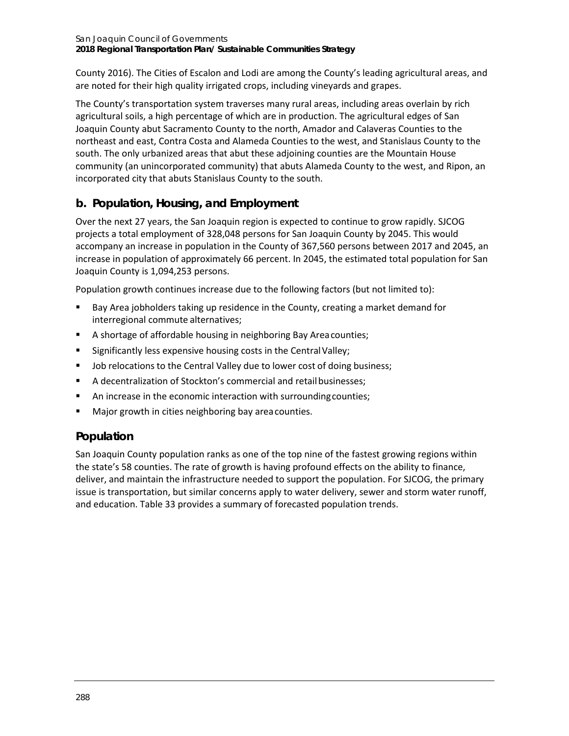County 2016). The Cities of Escalon and Lodi are among the County's leading agricultural areas, and are noted for their high quality irrigated crops, including vineyards and grapes.

The County's transportation system traverses many rural areas, including areas overlain by rich agricultural soils, a high percentage of which are in production. The agricultural edges of San Joaquin County abut Sacramento County to the north, Amador and Calaveras Counties to the northeast and east, Contra Costa and Alameda Counties to the west, and Stanislaus County to the south. The only urbanized areas that abut these adjoining counties are the Mountain House community (an unincorporated community) that abuts Alameda County to the west, and Ripon, an incorporated city that abuts Stanislaus County to the south.

## b. Population, Housing, and Employment

Over the next 27 years, the San Joaquin region is expected to continue to grow rapidly. SJCOG projects a total employment of 328,048 persons for San Joaquin County by 2045. This would accompany an increase in population in the County of 367,560 persons between 2017 and 2045, an increase in population of approximately 66 percent. In 2045, the estimated total population for San Joaquin County is 1,094,253 persons.

Population growth continues increase due to the following factors (but not limited to):

- Bay Area jobholders taking up residence in the County, creating a market demand for interregional commute alternatives;
- A shortage of affordable housing in neighboring Bay Area counties;
- Significantly less expensive housing costs in the Central Valley;
- Job relocations to the Central Valley due to lower cost of doing business;
- A decentralization of Stockton's commercial and retail businesses;
- An increase in the economic interaction with surrounding counties;
- Major growth in cities neighboring bay area counties.

## Population

San Joaquin County population ranks as one of the top nine of the fastest growing regions within the state's 58 counties. The rate of growth is having profound effects on the ability to finance, deliver, and maintain the infrastructure needed to support the population. For SJCOG, the primary issue is transportation, but similar concerns apply to water delivery, sewer and storm water runoff, and education. Table 33 provides a summary of forecasted population trends.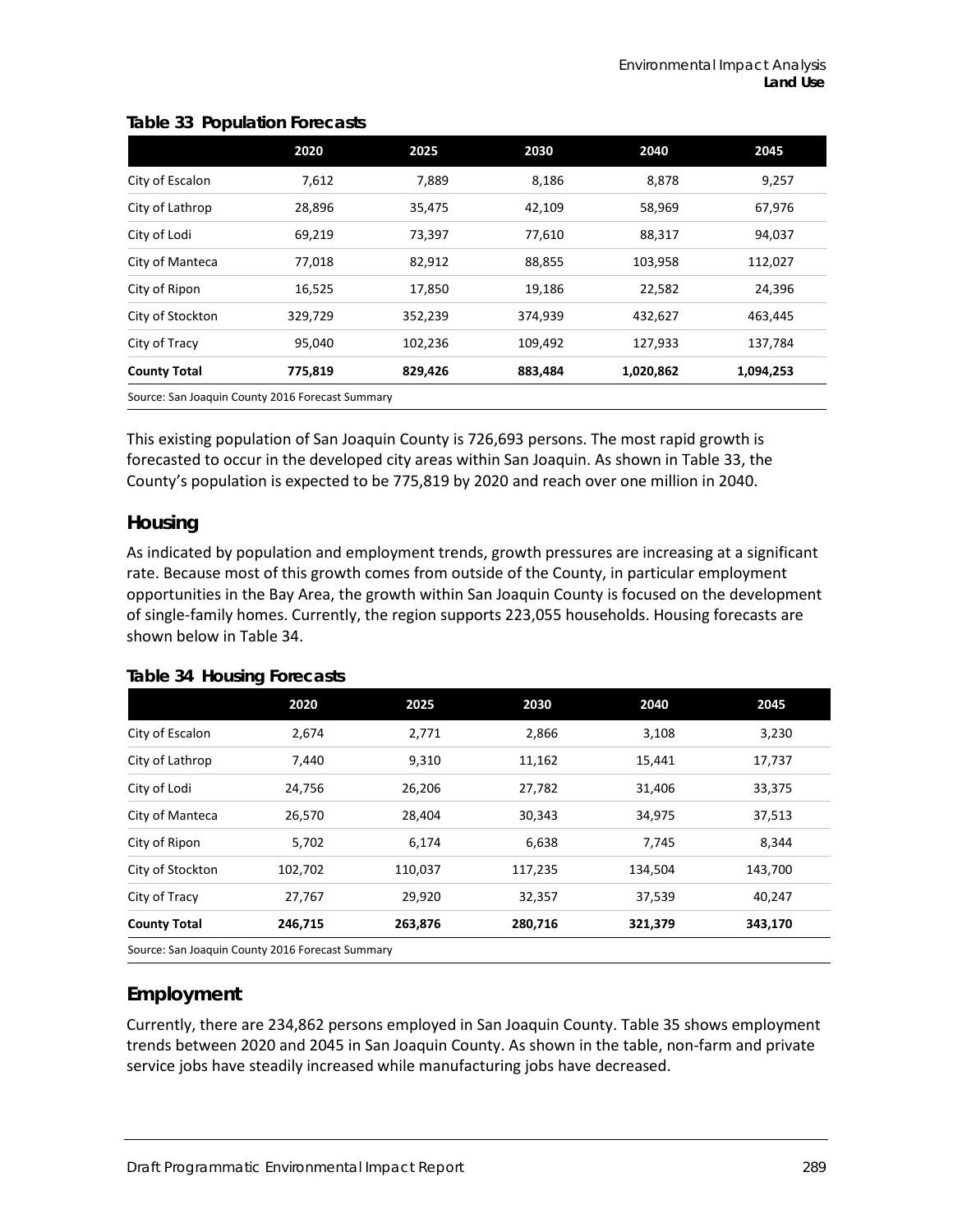**Table 33 Population Forecasts**

| | 2020 | 2025 | 2030 | 2040 | 2045 |
|---|---|---|---|---|---|
| City of Escalon | 7,612 | 7,889 | 8,186 | 8,878 | 9,257 |
| City of Lathrop | 28,896 | 35,475 | 42,109 | 58,969 | 67,976 |
| City of Lodi | 69,219 | 73,397 | 77,610 | 88,317 | 94,037 |
| City of Manteca | 77,018 | 82,912 | 88,855 | 103,958 | 112,027 |
| City of Ripon | 16,525 | 17,850 | 19,186 | 22,582 | 24,396 |
| City of Stockton | 329,729 | 352,239 | 374,939 | 432,627 | 463,445 |
| City of Tracy | 95,040 | 102,236 | 109,492 | 127,933 | 137,784 |
| **County Total** | **775,819** | **829,426** | **883,484** | **1,020,862** | **1,094,253** |

Source: San Joaquin County 2016 Forecast Summary

This existing population of San Joaquin County is 726,693 persons. The most rapid growth is forecasted to occur in the developed city areas within San Joaquin. As shown in Table 33, the County's population is expected to be 775,819 by 2020 and reach over one million in 2040.

## Housing

As indicated by population and employment trends, growth pressures are increasing at a significant rate. Because most of this growth comes from outside of the County, in particular employment opportunities in the Bay Area, the growth within San Joaquin County is focused on the development of single-family homes. Currently, the region supports 223,055 households. Housing forecasts are shown below in Table 34.

**Table 34 Housing Forecasts**

| | 2020 | 2025 | 2030 | 2040 | 2045 |
|---|---|---|---|---|---|
| City of Escalon | 2,674 | 2,771 | 2,866 | 3,108 | 3,230 |
| City of Lathrop | 7,440 | 9,310 | 11,162 | 15,441 | 17,737 |
| City of Lodi | 24,756 | 26,206 | 27,782 | 31,406 | 33,375 |
| City of Manteca | 26,570 | 28,404 | 30,343 | 34,975 | 37,513 |
| City of Ripon | 5,702 | 6,174 | 6,638 | 7,745 | 8,344 |
| City of Stockton | 102,702 | 110,037 | 117,235 | 134,504 | 143,700 |
| City of Tracy | 27,767 | 29,920 | 32,357 | 37,539 | 40,247 |
| **County Total** | **246,715** | **263,876** | **280,716** | **321,379** | **343,170** |

Source: San Joaquin County 2016 Forecast Summary

## Employment

Currently, there are 234,862 persons employed in San Joaquin County. Table 35 shows employment trends between 2020 and 2045 in San Joaquin County. As shown in the table, non-farm and private service jobs have steadily increased while manufacturing jobs have decreased.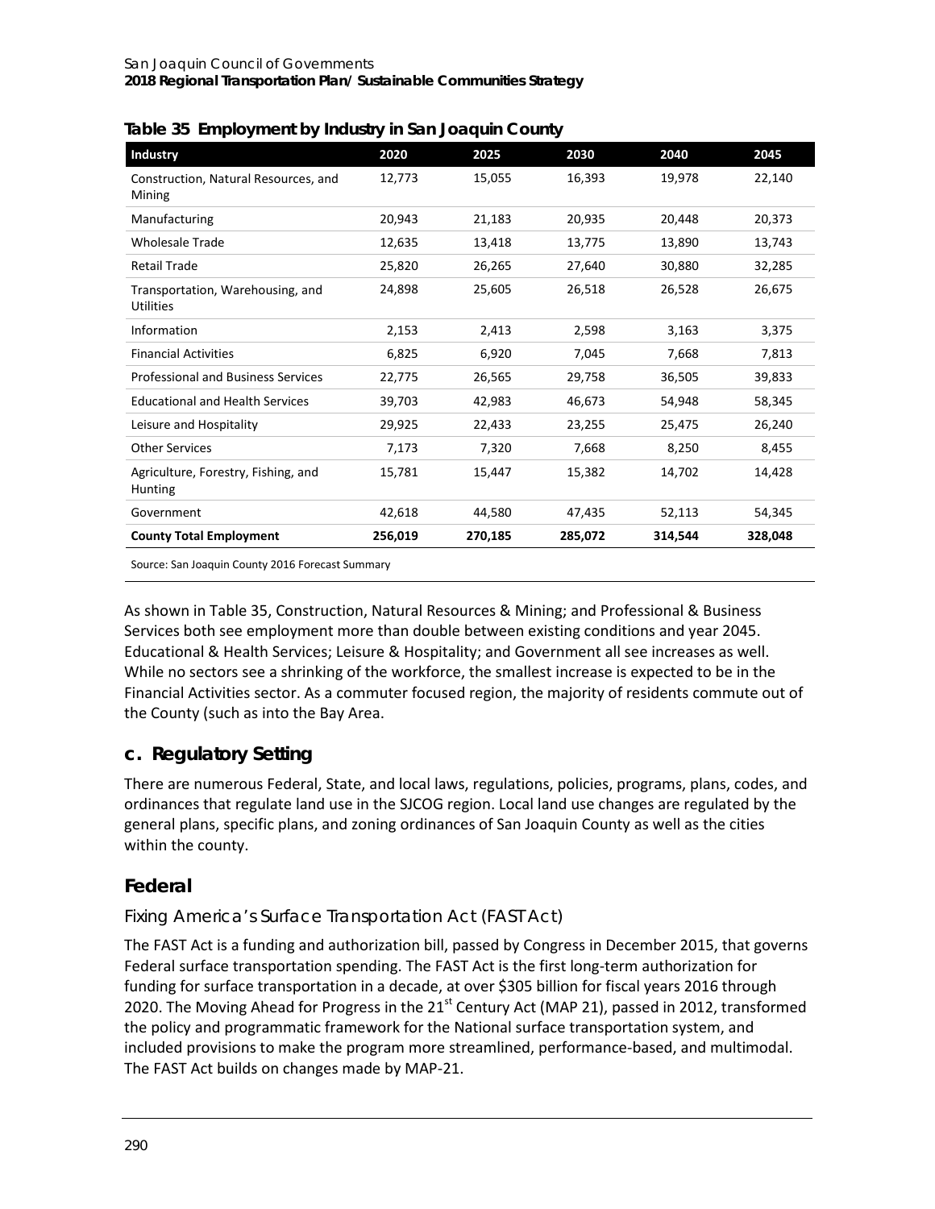**Table 35 Employment by Industry in San Joaquin County**

| Industry | 2020 | 2025 | 2030 | 2040 | 2045 |
|---|---|---|---|---|---|
| Construction, Natural Resources, and Mining | 12,773 | 15,055 | 16,393 | 19,978 | 22,140 |
| Manufacturing | 20,943 | 21,183 | 20,935 | 20,448 | 20,373 |
| Wholesale Trade | 12,635 | 13,418 | 13,775 | 13,890 | 13,743 |
| Retail Trade | 25,820 | 26,265 | 27,640 | 30,880 | 32,285 |
| Transportation, Warehousing, and Utilities | 24,898 | 25,605 | 26,518 | 26,528 | 26,675 |
| Information | 2,153 | 2,413 | 2,598 | 3,163 | 3,375 |
| Financial Activities | 6,825 | 6,920 | 7,045 | 7,668 | 7,813 |
| Professional and Business Services | 22,775 | 26,565 | 29,758 | 36,505 | 39,833 |
| Educational and Health Services | 39,703 | 42,983 | 46,673 | 54,948 | 58,345 |
| Leisure and Hospitality | 29,925 | 22,433 | 23,255 | 25,475 | 26,240 |
| Other Services | 7,173 | 7,320 | 7,668 | 8,250 | 8,455 |
| Agriculture, Forestry, Fishing, and Hunting | 15,781 | 15,447 | 15,382 | 14,702 | 14,428 |
| Government | 42,618 | 44,580 | 47,435 | 52,113 | 54,345 |
| **County Total Employment** | **256,019** | **270,185** | **285,072** | **314,544** | **328,048** |

Source: San Joaquin County 2016 Forecast Summary

As shown in Table 35, Construction, Natural Resources & Mining; and Professional & Business Services both see employment more than double between existing conditions and year 2045. Educational & Health Services; Leisure & Hospitality; and Government all see increases as well. While no sectors see a shrinking of the workforce, the smallest increase is expected to be in the Financial Activities sector. As a commuter focused region, the majority of residents commute out of the County (such as into the Bay Area.

## c. Regulatory Setting

There are numerous Federal, State, and local laws, regulations, policies, programs, plans, codes, and ordinances that regulate land use in the SJCOG region. Local land use changes are regulated by the general plans, specific plans, and zoning ordinances of San Joaquin County as well as the cities within the county.

## Federal

### Fixing America's Surface Transportation Act (FAST Act)

The FAST Act is a funding and authorization bill, passed by Congress in December 2015, that governs Federal surface transportation spending. The FAST Act is the first long-term authorization for funding for surface transportation in a decade, at over $305 billion for fiscal years 2016 through 2020. The Moving Ahead for Progress in the 21st Century Act (MAP 21), passed in 2012, transformed the policy and programmatic framework for the National surface transportation system, and included provisions to make the program more streamlined, performance-based, and multimodal. The FAST Act builds on changes made by MAP-21.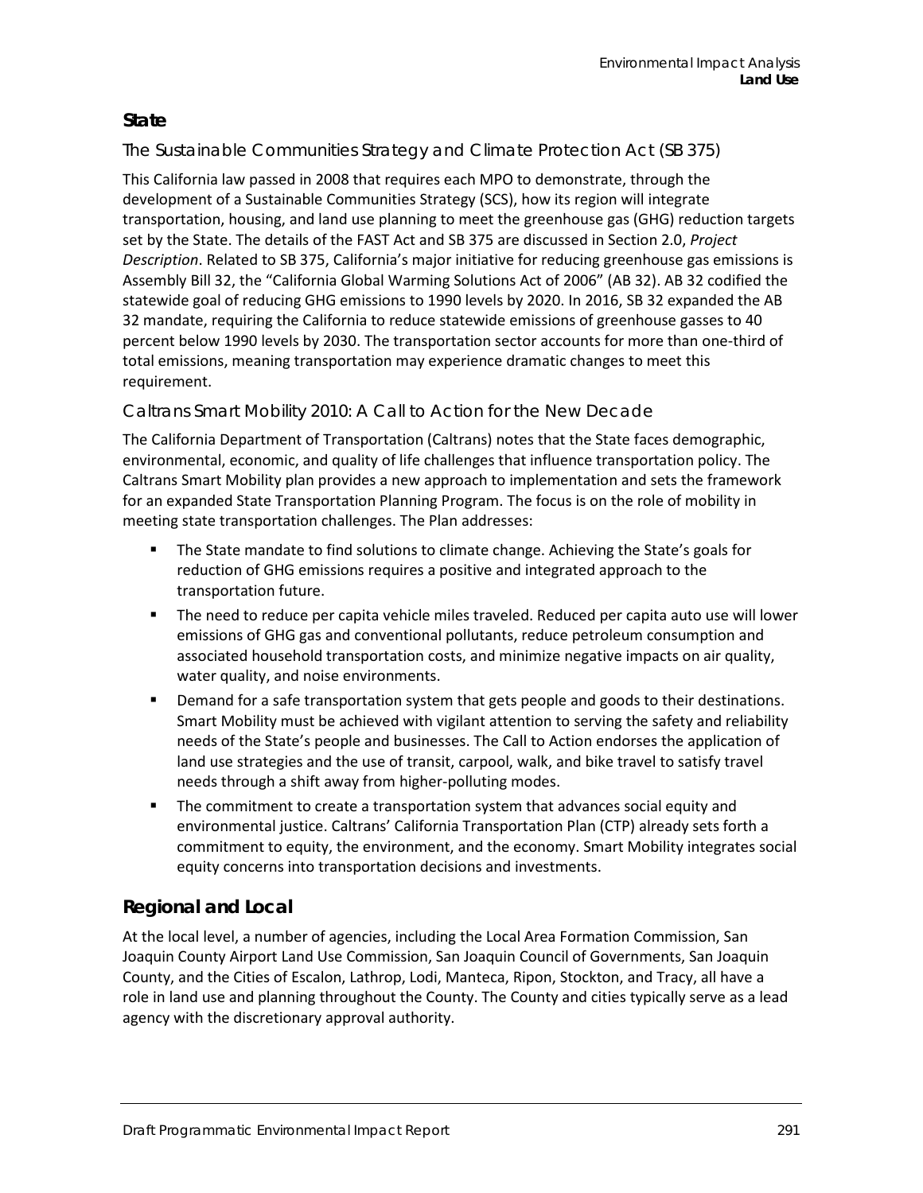### State

#### The Sustainable Communities Strategy and Climate Protection Act (SB 375)

This California law passed in 2008 that requires each MPO to demonstrate, through the development of a Sustainable Communities Strategy (SCS), how its region will integrate transportation, housing, and land use planning to meet the greenhouse gas (GHG) reduction targets set by the State. The details of the FAST Act and SB 375 are discussed in Section 2.0, *Project Description*. Related to SB 375, California's major initiative for reducing greenhouse gas emissions is Assembly Bill 32, the "California Global Warming Solutions Act of 2006" (AB 32). AB 32 codified the statewide goal of reducing GHG emissions to 1990 levels by 2020. In 2016, SB 32 expanded the AB 32 mandate, requiring the California to reduce statewide emissions of greenhouse gasses to 40 percent below 1990 levels by 2030. The transportation sector accounts for more than one-third of total emissions, meaning transportation may experience dramatic changes to meet this requirement.

#### Caltrans Smart Mobility 2010: A Call to Action for the New Decade

The California Department of Transportation (Caltrans) notes that the State faces demographic, environmental, economic, and quality of life challenges that influence transportation policy. The Caltrans Smart Mobility plan provides a new approach to implementation and sets the framework for an expanded State Transportation Planning Program. The focus is on the role of mobility in meeting state transportation challenges. The Plan addresses:

- The State mandate to find solutions to climate change. Achieving the State's goals for reduction of GHG emissions requires a positive and integrated approach to the transportation future.
- The need to reduce per capita vehicle miles traveled. Reduced per capita auto use will lower emissions of GHG gas and conventional pollutants, reduce petroleum consumption and associated household transportation costs, and minimize negative impacts on air quality, water quality, and noise environments.
- Demand for a safe transportation system that gets people and goods to their destinations. Smart Mobility must be achieved with vigilant attention to serving the safety and reliability needs of the State's people and businesses. The Call to Action endorses the application of land use strategies and the use of transit, carpool, walk, and bike travel to satisfy travel needs through a shift away from higher-polluting modes.
- The commitment to create a transportation system that advances social equity and environmental justice. Caltrans' California Transportation Plan (CTP) already sets forth a commitment to equity, the environment, and the economy. Smart Mobility integrates social equity concerns into transportation decisions and investments.

## Regional and Local

At the local level, a number of agencies, including the Local Area Formation Commission, San Joaquin County Airport Land Use Commission, San Joaquin Council of Governments, San Joaquin County, and the Cities of Escalon, Lathrop, Lodi, Manteca, Ripon, Stockton, and Tracy, all have a role in land use and planning throughout the County. The County and cities typically serve as a lead agency with the discretionary approval authority.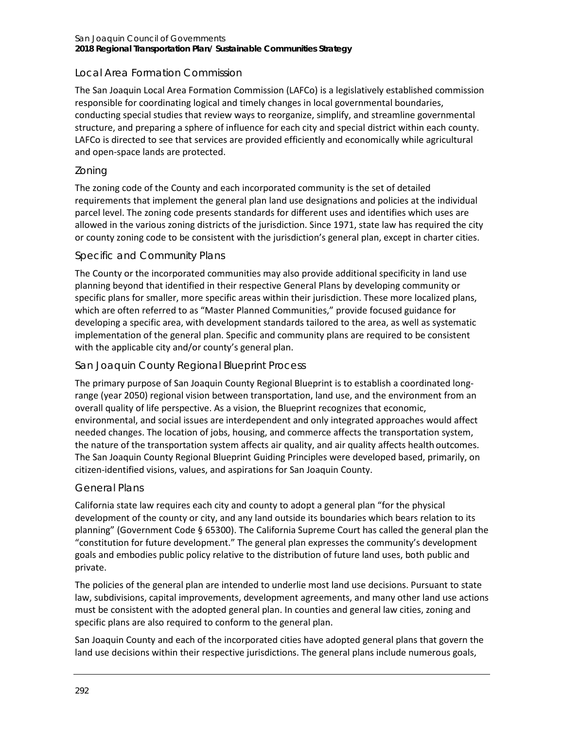## Local Area Formation Commission

The San Joaquin Local Area Formation Commission (LAFCo) is a legislatively established commission responsible for coordinating logical and timely changes in local governmental boundaries, conducting special studies that review ways to reorganize, simplify, and streamline governmental structure, and preparing a sphere of influence for each city and special district within each county. LAFCo is directed to see that services are provided efficiently and economically while agricultural and open-space lands are protected.

## Zoning

The zoning code of the County and each incorporated community is the set of detailed requirements that implement the general plan land use designations and policies at the individual parcel level. The zoning code presents standards for different uses and identifies which uses are allowed in the various zoning districts of the jurisdiction. Since 1971, state law has required the city or county zoning code to be consistent with the jurisdiction's general plan, except in charter cities.

## Specific and Community Plans

The County or the incorporated communities may also provide additional specificity in land use planning beyond that identified in their respective General Plans by developing community or specific plans for smaller, more specific areas within their jurisdiction. These more localized plans, which are often referred to as "Master Planned Communities," provide focused guidance for developing a specific area, with development standards tailored to the area, as well as systematic implementation of the general plan. Specific and community plans are required to be consistent with the applicable city and/or county's general plan.

## San Joaquin County Regional Blueprint Process

The primary purpose of San Joaquin County Regional Blueprint is to establish a coordinated long-range (year 2050) regional vision between transportation, land use, and the environment from an overall quality of life perspective. As a vision, the Blueprint recognizes that economic, environmental, and social issues are interdependent and only integrated approaches would affect needed changes. The location of jobs, housing, and commerce affects the transportation system, the nature of the transportation system affects air quality, and air quality affects health outcomes. The San Joaquin County Regional Blueprint Guiding Principles were developed based, primarily, on citizen-identified visions, values, and aspirations for San Joaquin County.

## General Plans

California state law requires each city and county to adopt a general plan "for the physical development of the county or city, and any land outside its boundaries which bears relation to its planning" (Government Code § 65300). The California Supreme Court has called the general plan the "constitution for future development." The general plan expresses the community's development goals and embodies public policy relative to the distribution of future land uses, both public and private.

The policies of the general plan are intended to underlie most land use decisions. Pursuant to state law, subdivisions, capital improvements, development agreements, and many other land use actions must be consistent with the adopted general plan. In counties and general law cities, zoning and specific plans are also required to conform to the general plan.

San Joaquin County and each of the incorporated cities have adopted general plans that govern the land use decisions within their respective jurisdictions. The general plans include numerous goals,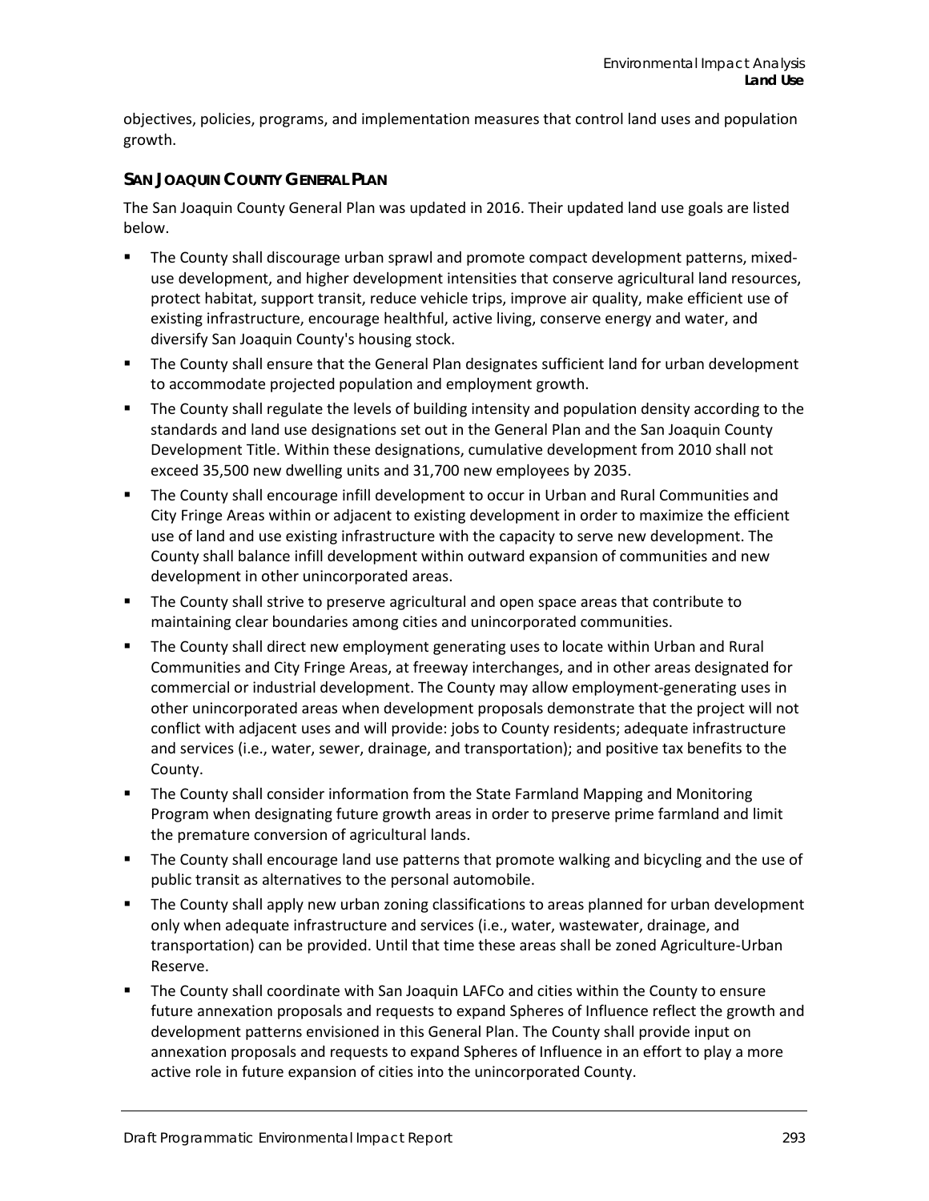objectives, policies, programs, and implementation measures that control land uses and population growth.

### SAN JOAQUIN COUNTY GENERAL PLAN

The San Joaquin County General Plan was updated in 2016. Their updated land use goals are listed below.

- The County shall discourage urban sprawl and promote compact development patterns, mixed-use development, and higher development intensities that conserve agricultural land resources, protect habitat, support transit, reduce vehicle trips, improve air quality, make efficient use of existing infrastructure, encourage healthful, active living, conserve energy and water, and diversify San Joaquin County's housing stock.
- The County shall ensure that the General Plan designates sufficient land for urban development to accommodate projected population and employment growth.
- The County shall regulate the levels of building intensity and population density according to the standards and land use designations set out in the General Plan and the San Joaquin County Development Title. Within these designations, cumulative development from 2010 shall not exceed 35,500 new dwelling units and 31,700 new employees by 2035.
- The County shall encourage infill development to occur in Urban and Rural Communities and City Fringe Areas within or adjacent to existing development in order to maximize the efficient use of land and use existing infrastructure with the capacity to serve new development. The County shall balance infill development within outward expansion of communities and new development in other unincorporated areas.
- The County shall strive to preserve agricultural and open space areas that contribute to maintaining clear boundaries among cities and unincorporated communities.
- The County shall direct new employment generating uses to locate within Urban and Rural Communities and City Fringe Areas, at freeway interchanges, and in other areas designated for commercial or industrial development. The County may allow employment-generating uses in other unincorporated areas when development proposals demonstrate that the project will not conflict with adjacent uses and will provide: jobs to County residents; adequate infrastructure and services (i.e., water, sewer, drainage, and transportation); and positive tax benefits to the County.
- The County shall consider information from the State Farmland Mapping and Monitoring Program when designating future growth areas in order to preserve prime farmland and limit the premature conversion of agricultural lands.
- The County shall encourage land use patterns that promote walking and bicycling and the use of public transit as alternatives to the personal automobile.
- The County shall apply new urban zoning classifications to areas planned for urban development only when adequate infrastructure and services (i.e., water, wastewater, drainage, and transportation) can be provided. Until that time these areas shall be zoned Agriculture-Urban Reserve.
- The County shall coordinate with San Joaquin LAFCo and cities within the County to ensure future annexation proposals and requests to expand Spheres of Influence reflect the growth and development patterns envisioned in this General Plan. The County shall provide input on annexation proposals and requests to expand Spheres of Influence in an effort to play a more active role in future expansion of cities into the unincorporated County.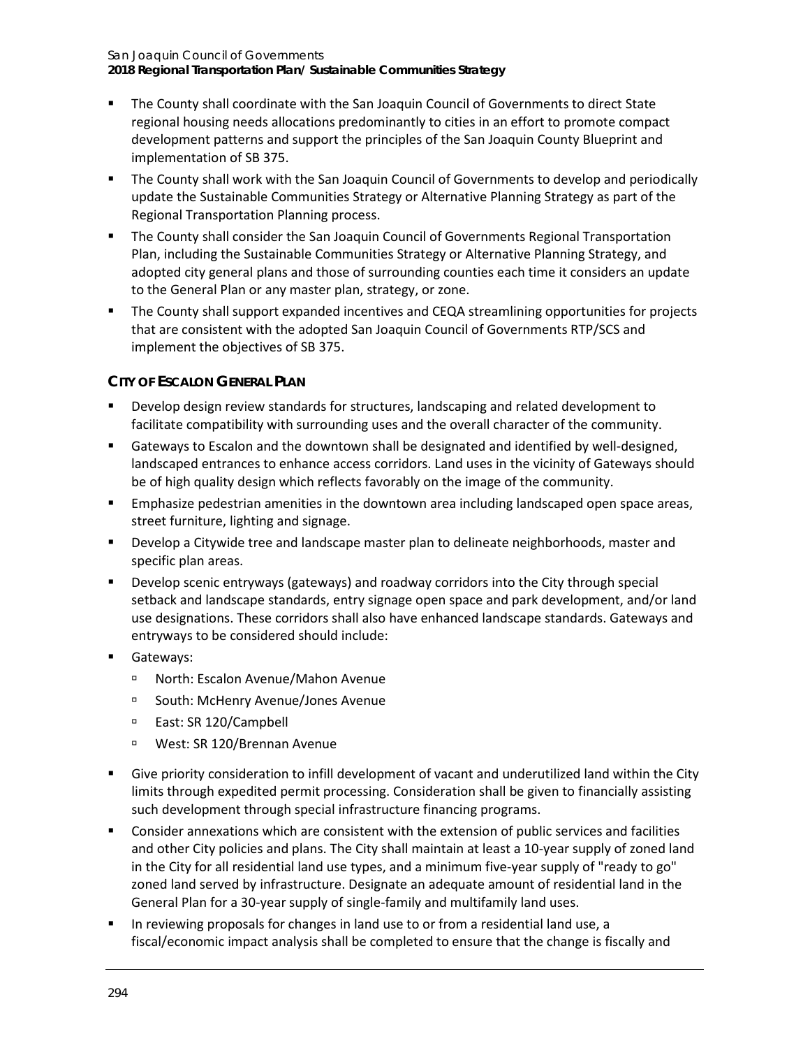- The County shall coordinate with the San Joaquin Council of Governments to direct State regional housing needs allocations predominantly to cities in an effort to promote compact development patterns and support the principles of the San Joaquin County Blueprint and implementation of SB 375.
- The County shall work with the San Joaquin Council of Governments to develop and periodically update the Sustainable Communities Strategy or Alternative Planning Strategy as part of the Regional Transportation Planning process.
- The County shall consider the San Joaquin Council of Governments Regional Transportation Plan, including the Sustainable Communities Strategy or Alternative Planning Strategy, and adopted city general plans and those of surrounding counties each time it considers an update to the General Plan or any master plan, strategy, or zone.
- The County shall support expanded incentives and CEQA streamlining opportunities for projects that are consistent with the adopted San Joaquin Council of Governments RTP/SCS and implement the objectives of SB 375.

### CITY OF ESCALON GENERAL PLAN

- Develop design review standards for structures, landscaping and related development to facilitate compatibility with surrounding uses and the overall character of the community.
- Gateways to Escalon and the downtown shall be designated and identified by well-designed, landscaped entrances to enhance access corridors. Land uses in the vicinity of Gateways should be of high quality design which reflects favorably on the image of the community.
- Emphasize pedestrian amenities in the downtown area including landscaped open space areas, street furniture, lighting and signage.
- Develop a Citywide tree and landscape master plan to delineate neighborhoods, master and specific plan areas.
- Develop scenic entryways (gateways) and roadway corridors into the City through special setback and landscape standards, entry signage open space and park development, and/or land use designations. These corridors shall also have enhanced landscape standards. Gateways and entryways to be considered should include:
- Gateways:
  - North: Escalon Avenue/Mahon Avenue
  - South: McHenry Avenue/Jones Avenue
  - East: SR 120/Campbell
  - West: SR 120/Brennan Avenue
- Give priority consideration to infill development of vacant and underutilized land within the City limits through expedited permit processing. Consideration shall be given to financially assisting such development through special infrastructure financing programs.
- Consider annexations which are consistent with the extension of public services and facilities and other City policies and plans. The City shall maintain at least a 10-year supply of zoned land in the City for all residential land use types, and a minimum five-year supply of "ready to go" zoned land served by infrastructure. Designate an adequate amount of residential land in the General Plan for a 30-year supply of single-family and multifamily land uses.
- In reviewing proposals for changes in land use to or from a residential land use, a fiscal/economic impact analysis shall be completed to ensure that the change is fiscally and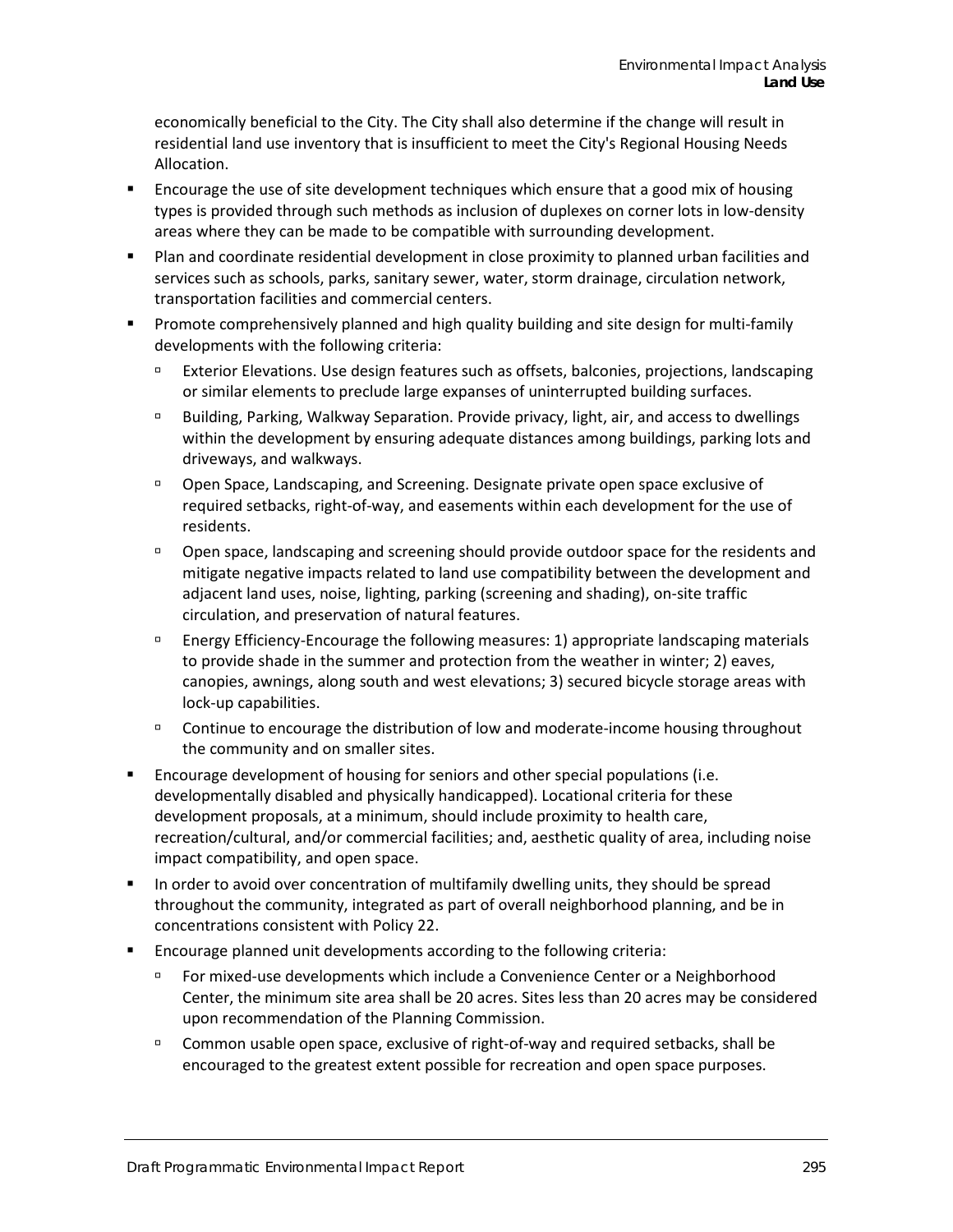economically beneficial to the City. The City shall also determine if the change will result in residential land use inventory that is insufficient to meet the City's Regional Housing Needs Allocation.

- Encourage the use of site development techniques which ensure that a good mix of housing types is provided through such methods as inclusion of duplexes on corner lots in low-density areas where they can be made to be compatible with surrounding development.
- Plan and coordinate residential development in close proximity to planned urban facilities and services such as schools, parks, sanitary sewer, water, storm drainage, circulation network, transportation facilities and commercial centers.
- Promote comprehensively planned and high quality building and site design for multi-family developments with the following criteria:
  - Exterior Elevations. Use design features such as offsets, balconies, projections, landscaping or similar elements to preclude large expanses of uninterrupted building surfaces.
  - Building, Parking, Walkway Separation. Provide privacy, light, air, and access to dwellings within the development by ensuring adequate distances among buildings, parking lots and driveways, and walkways.
  - Open Space, Landscaping, and Screening. Designate private open space exclusive of required setbacks, right-of-way, and easements within each development for the use of residents.
  - Open space, landscaping and screening should provide outdoor space for the residents and mitigate negative impacts related to land use compatibility between the development and adjacent land uses, noise, lighting, parking (screening and shading), on-site traffic circulation, and preservation of natural features.
  - Energy Efficiency-Encourage the following measures: 1) appropriate landscaping materials to provide shade in the summer and protection from the weather in winter; 2) eaves, canopies, awnings, along south and west elevations; 3) secured bicycle storage areas with lock-up capabilities.
  - Continue to encourage the distribution of low and moderate-income housing throughout the community and on smaller sites.
- Encourage development of housing for seniors and other special populations (i.e. developmentally disabled and physically handicapped). Locational criteria for these development proposals, at a minimum, should include proximity to health care, recreation/cultural, and/or commercial facilities; and, aesthetic quality of area, including noise impact compatibility, and open space.
- In order to avoid over concentration of multifamily dwelling units, they should be spread throughout the community, integrated as part of overall neighborhood planning, and be in concentrations consistent with Policy 22.
- Encourage planned unit developments according to the following criteria:
  - For mixed-use developments which include a Convenience Center or a Neighborhood Center, the minimum site area shall be 20 acres. Sites less than 20 acres may be considered upon recommendation of the Planning Commission.
  - Common usable open space, exclusive of right-of-way and required setbacks, shall be encouraged to the greatest extent possible for recreation and open space purposes.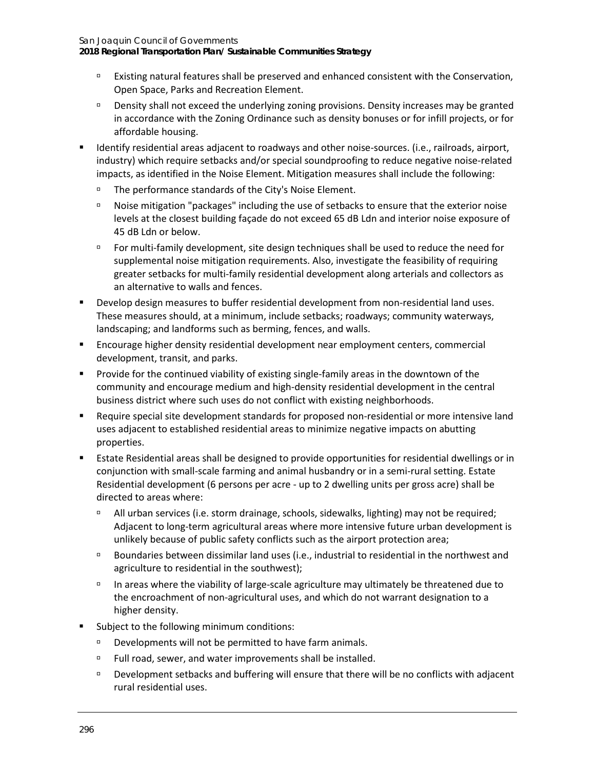- Existing natural features shall be preserved and enhanced consistent with the Conservation, Open Space, Parks and Recreation Element.
- Density shall not exceed the underlying zoning provisions. Density increases may be granted in accordance with the Zoning Ordinance such as density bonuses or for infill projects, or for affordable housing.

- Identify residential areas adjacent to roadways and other noise-sources. (i.e., railroads, airport, industry) which require setbacks and/or special soundproofing to reduce negative noise-related impacts, as identified in the Noise Element. Mitigation measures shall include the following:
  - The performance standards of the City's Noise Element.
  - Noise mitigation "packages" including the use of setbacks to ensure that the exterior noise levels at the closest building façade do not exceed 65 dB Ldn and interior noise exposure of 45 dB Ldn or below.
  - For multi-family development, site design techniques shall be used to reduce the need for supplemental noise mitigation requirements. Also, investigate the feasibility of requiring greater setbacks for multi-family residential development along arterials and collectors as an alternative to walls and fences.
- Develop design measures to buffer residential development from non-residential land uses. These measures should, at a minimum, include setbacks; roadways; community waterways, landscaping; and landforms such as berming, fences, and walls.
- Encourage higher density residential development near employment centers, commercial development, transit, and parks.
- Provide for the continued viability of existing single-family areas in the downtown of the community and encourage medium and high-density residential development in the central business district where such uses do not conflict with existing neighborhoods.
- Require special site development standards for proposed non-residential or more intensive land uses adjacent to established residential areas to minimize negative impacts on abutting properties.
- Estate Residential areas shall be designed to provide opportunities for residential dwellings or in conjunction with small-scale farming and animal husbandry or in a semi-rural setting. Estate Residential development (6 persons per acre - up to 2 dwelling units per gross acre) shall be directed to areas where:
  - All urban services (i.e. storm drainage, schools, sidewalks, lighting) may not be required; Adjacent to long-term agricultural areas where more intensive future urban development is unlikely because of public safety conflicts such as the airport protection area;
  - Boundaries between dissimilar land uses (i.e., industrial to residential in the northwest and agriculture to residential in the southwest);
  - In areas where the viability of large-scale agriculture may ultimately be threatened due to the encroachment of non-agricultural uses, and which do not warrant designation to a higher density.
- Subject to the following minimum conditions:
  - Developments will not be permitted to have farm animals.
  - Full road, sewer, and water improvements shall be installed.
  - Development setbacks and buffering will ensure that there will be no conflicts with adjacent rural residential uses.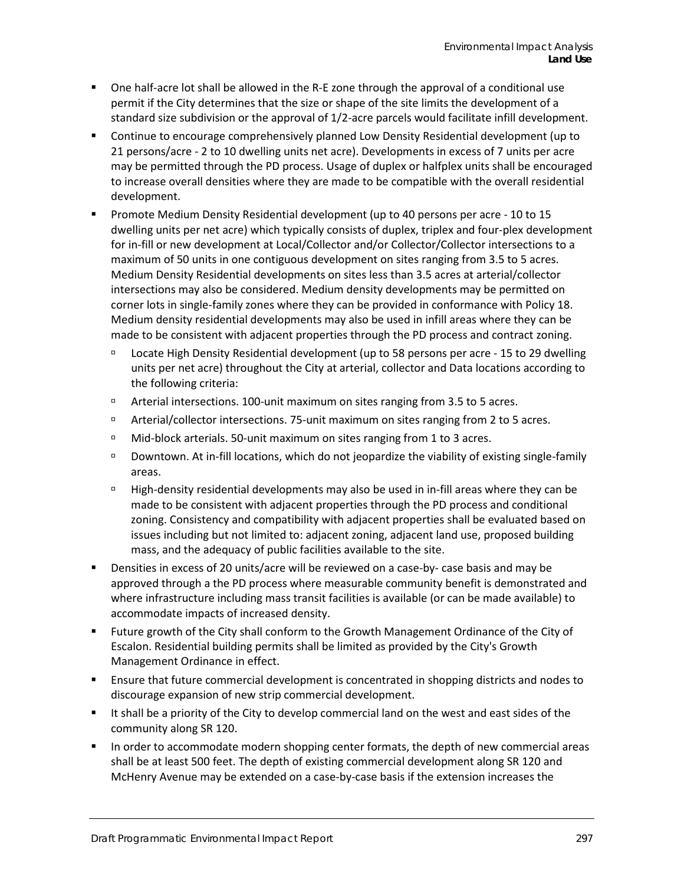- One half-acre lot shall be allowed in the R-E zone through the approval of a conditional use permit if the City determines that the size or shape of the site limits the development of a standard size subdivision or the approval of 1/2-acre parcels would facilitate infill development.
- Continue to encourage comprehensively planned Low Density Residential development (up to 21 persons/acre - 2 to 10 dwelling units net acre). Developments in excess of 7 units per acre may be permitted through the PD process. Usage of duplex or halfplex units shall be encouraged to increase overall densities where they are made to be compatible with the overall residential development.
- Promote Medium Density Residential development (up to 40 persons per acre - 10 to 15 dwelling units per net acre) which typically consists of duplex, triplex and four-plex development for in-fill or new development at Local/Collector and/or Collector/Collector intersections to a maximum of 50 units in one contiguous development on sites ranging from 3.5 to 5 acres. Medium Density Residential developments on sites less than 3.5 acres at arterial/collector intersections may also be considered. Medium density developments may be permitted on corner lots in single-family zones where they can be provided in conformance with Policy 18. Medium density residential developments may also be used in infill areas where they can be made to be consistent with adjacent properties through the PD process and contract zoning.
  - Locate High Density Residential development (up to 58 persons per acre - 15 to 29 dwelling units per net acre) throughout the City at arterial, collector and Data locations according to the following criteria:
  - Arterial intersections. 100-unit maximum on sites ranging from 3.5 to 5 acres.
  - Arterial/collector intersections. 75-unit maximum on sites ranging from 2 to 5 acres.
  - Mid-block arterials. 50-unit maximum on sites ranging from 1 to 3 acres.
  - Downtown. At in-fill locations, which do not jeopardize the viability of existing single-family areas.
  - High-density residential developments may also be used in in-fill areas where they can be made to be consistent with adjacent properties through the PD process and conditional zoning. Consistency and compatibility with adjacent properties shall be evaluated based on issues including but not limited to: adjacent zoning, adjacent land use, proposed building mass, and the adequacy of public facilities available to the site.
- Densities in excess of 20 units/acre will be reviewed on a case-by- case basis and may be approved through a the PD process where measurable community benefit is demonstrated and where infrastructure including mass transit facilities is available (or can be made available) to accommodate impacts of increased density.
- Future growth of the City shall conform to the Growth Management Ordinance of the City of Escalon. Residential building permits shall be limited as provided by the City's Growth Management Ordinance in effect.
- Ensure that future commercial development is concentrated in shopping districts and nodes to discourage expansion of new strip commercial development.
- It shall be a priority of the City to develop commercial land on the west and east sides of the community along SR 120.
- In order to accommodate modern shopping center formats, the depth of new commercial areas shall be at least 500 feet. The depth of existing commercial development along SR 120 and McHenry Avenue may be extended on a case-by-case basis if the extension increases the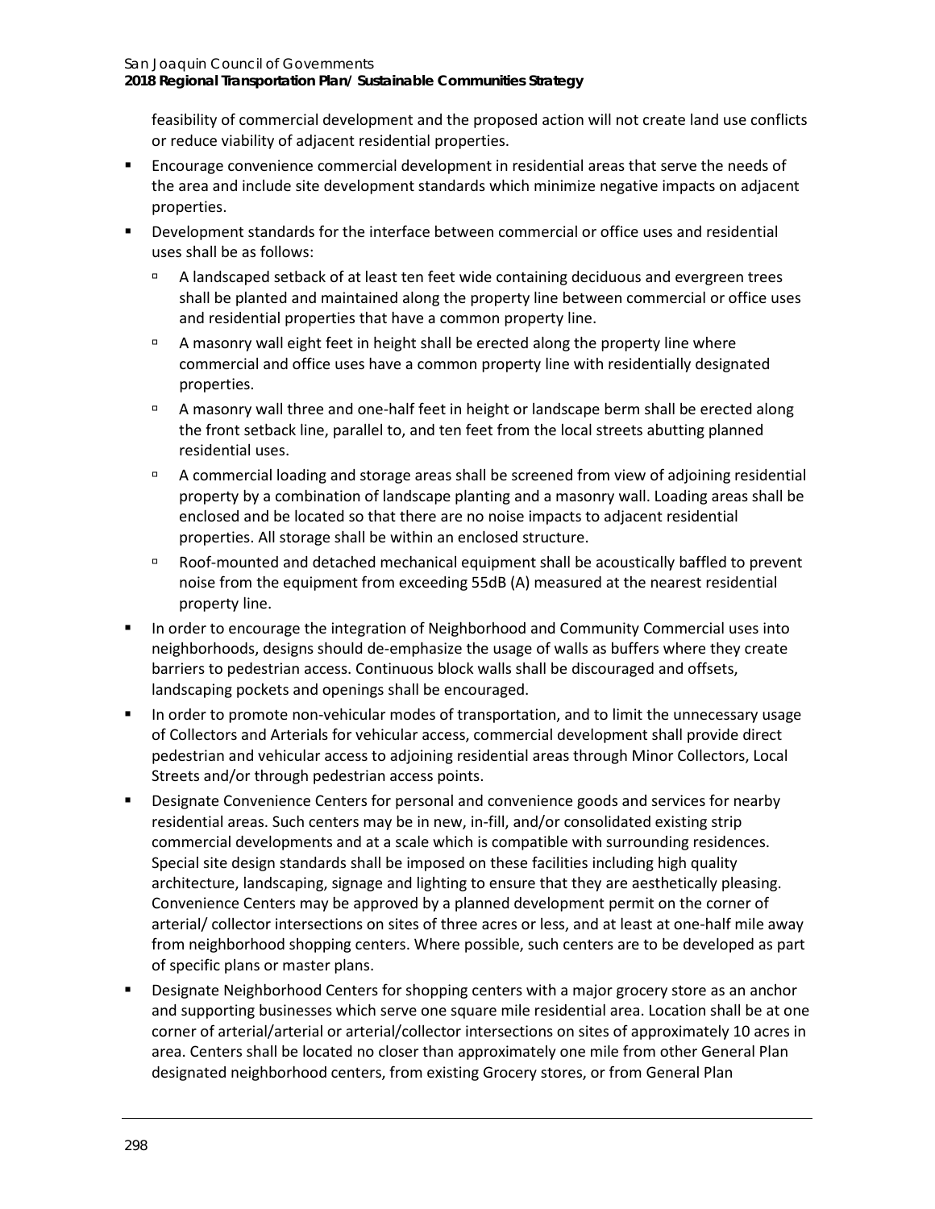feasibility of commercial development and the proposed action will not create land use conflicts or reduce viability of adjacent residential properties.

- Encourage convenience commercial development in residential areas that serve the needs of the area and include site development standards which minimize negative impacts on adjacent properties.
- Development standards for the interface between commercial or office uses and residential uses shall be as follows:
  - A landscaped setback of at least ten feet wide containing deciduous and evergreen trees shall be planted and maintained along the property line between commercial or office uses and residential properties that have a common property line.
  - A masonry wall eight feet in height shall be erected along the property line where commercial and office uses have a common property line with residentially designated properties.
  - A masonry wall three and one-half feet in height or landscape berm shall be erected along the front setback line, parallel to, and ten feet from the local streets abutting planned residential uses.
  - A commercial loading and storage areas shall be screened from view of adjoining residential property by a combination of landscape planting and a masonry wall. Loading areas shall be enclosed and be located so that there are no noise impacts to adjacent residential properties. All storage shall be within an enclosed structure.
  - Roof-mounted and detached mechanical equipment shall be acoustically baffled to prevent noise from the equipment from exceeding 55dB (A) measured at the nearest residential property line.
- In order to encourage the integration of Neighborhood and Community Commercial uses into neighborhoods, designs should de-emphasize the usage of walls as buffers where they create barriers to pedestrian access. Continuous block walls shall be discouraged and offsets, landscaping pockets and openings shall be encouraged.
- In order to promote non-vehicular modes of transportation, and to limit the unnecessary usage of Collectors and Arterials for vehicular access, commercial development shall provide direct pedestrian and vehicular access to adjoining residential areas through Minor Collectors, Local Streets and/or through pedestrian access points.
- Designate Convenience Centers for personal and convenience goods and services for nearby residential areas. Such centers may be in new, in-fill, and/or consolidated existing strip commercial developments and at a scale which is compatible with surrounding residences. Special site design standards shall be imposed on these facilities including high quality architecture, landscaping, signage and lighting to ensure that they are aesthetically pleasing. Convenience Centers may be approved by a planned development permit on the corner of arterial/ collector intersections on sites of three acres or less, and at least at one-half mile away from neighborhood shopping centers. Where possible, such centers are to be developed as part of specific plans or master plans.
- Designate Neighborhood Centers for shopping centers with a major grocery store as an anchor and supporting businesses which serve one square mile residential area. Location shall be at one corner of arterial/arterial or arterial/collector intersections on sites of approximately 10 acres in area. Centers shall be located no closer than approximately one mile from other General Plan designated neighborhood centers, from existing Grocery stores, or from General Plan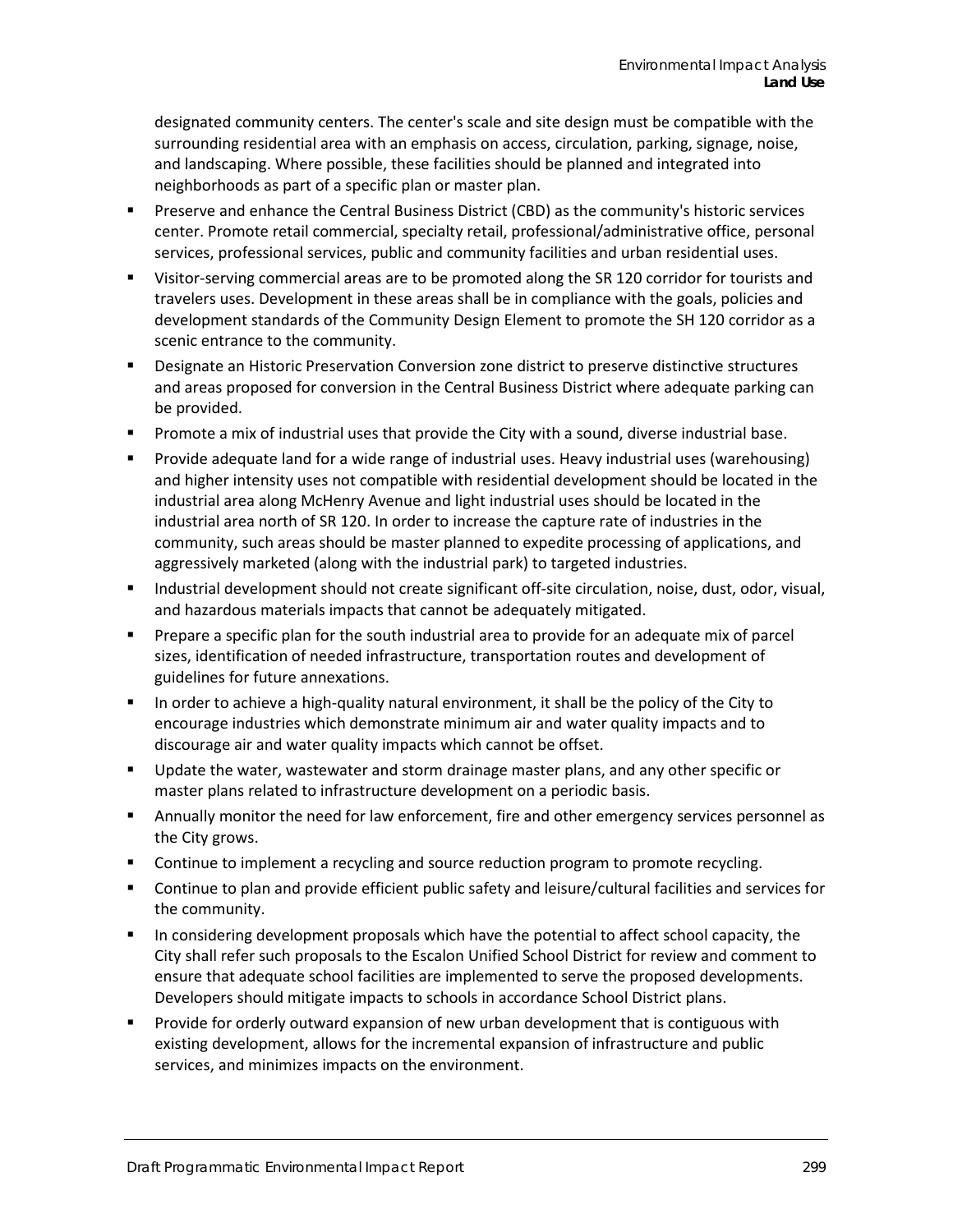designated community centers. The center's scale and site design must be compatible with the surrounding residential area with an emphasis on access, circulation, parking, signage, noise, and landscaping. Where possible, these facilities should be planned and integrated into neighborhoods as part of a specific plan or master plan.

- Preserve and enhance the Central Business District (CBD) as the community's historic services center. Promote retail commercial, specialty retail, professional/administrative office, personal services, professional services, public and community facilities and urban residential uses.
- Visitor-serving commercial areas are to be promoted along the SR 120 corridor for tourists and travelers uses. Development in these areas shall be in compliance with the goals, policies and development standards of the Community Design Element to promote the SH 120 corridor as a scenic entrance to the community.
- Designate an Historic Preservation Conversion zone district to preserve distinctive structures and areas proposed for conversion in the Central Business District where adequate parking can be provided.
- Promote a mix of industrial uses that provide the City with a sound, diverse industrial base.
- Provide adequate land for a wide range of industrial uses. Heavy industrial uses (warehousing) and higher intensity uses not compatible with residential development should be located in the industrial area along McHenry Avenue and light industrial uses should be located in the industrial area north of SR 120. In order to increase the capture rate of industries in the community, such areas should be master planned to expedite processing of applications, and aggressively marketed (along with the industrial park) to targeted industries.
- Industrial development should not create significant off-site circulation, noise, dust, odor, visual, and hazardous materials impacts that cannot be adequately mitigated.
- Prepare a specific plan for the south industrial area to provide for an adequate mix of parcel sizes, identification of needed infrastructure, transportation routes and development of guidelines for future annexations.
- In order to achieve a high-quality natural environment, it shall be the policy of the City to encourage industries which demonstrate minimum air and water quality impacts and to discourage air and water quality impacts which cannot be offset.
- Update the water, wastewater and storm drainage master plans, and any other specific or master plans related to infrastructure development on a periodic basis.
- Annually monitor the need for law enforcement, fire and other emergency services personnel as the City grows.
- Continue to implement a recycling and source reduction program to promote recycling.
- Continue to plan and provide efficient public safety and leisure/cultural facilities and services for the community.
- In considering development proposals which have the potential to affect school capacity, the City shall refer such proposals to the Escalon Unified School District for review and comment to ensure that adequate school facilities are implemented to serve the proposed developments. Developers should mitigate impacts to schools in accordance School District plans.
- Provide for orderly outward expansion of new urban development that is contiguous with existing development, allows for the incremental expansion of infrastructure and public services, and minimizes impacts on the environment.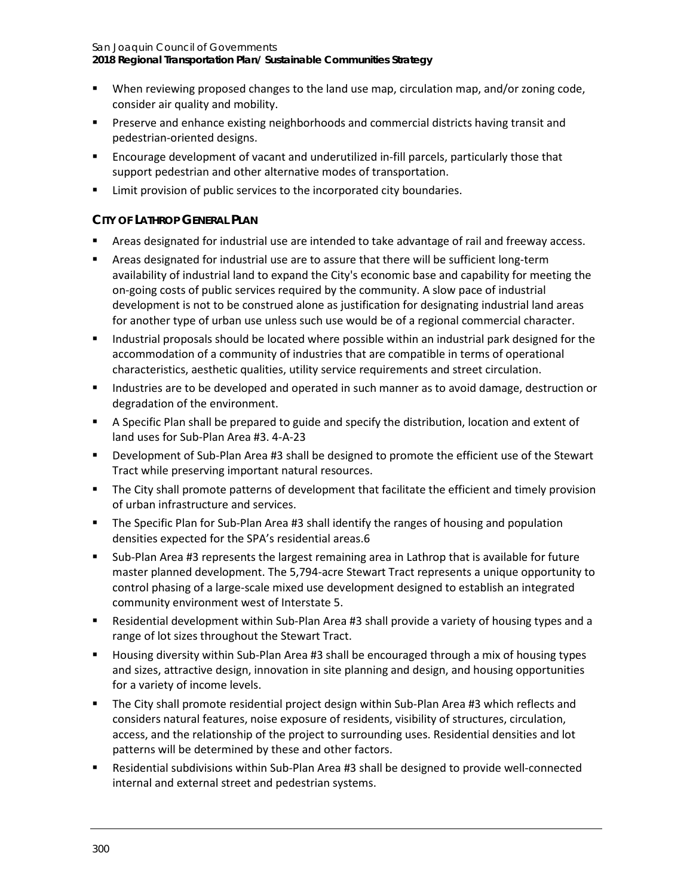- When reviewing proposed changes to the land use map, circulation map, and/or zoning code, consider air quality and mobility.
- Preserve and enhance existing neighborhoods and commercial districts having transit and pedestrian-oriented designs.
- Encourage development of vacant and underutilized in-fill parcels, particularly those that support pedestrian and other alternative modes of transportation.
- Limit provision of public services to the incorporated city boundaries.

### CITY OF LATHROP GENERAL PLAN

- Areas designated for industrial use are intended to take advantage of rail and freeway access.
- Areas designated for industrial use are to assure that there will be sufficient long-term availability of industrial land to expand the City's economic base and capability for meeting the on-going costs of public services required by the community. A slow pace of industrial development is not to be construed alone as justification for designating industrial land areas for another type of urban use unless such use would be of a regional commercial character.
- Industrial proposals should be located where possible within an industrial park designed for the accommodation of a community of industries that are compatible in terms of operational characteristics, aesthetic qualities, utility service requirements and street circulation.
- Industries are to be developed and operated in such manner as to avoid damage, destruction or degradation of the environment.
- A Specific Plan shall be prepared to guide and specify the distribution, location and extent of land uses for Sub-Plan Area #3. 4-A-23
- Development of Sub-Plan Area #3 shall be designed to promote the efficient use of the Stewart Tract while preserving important natural resources.
- The City shall promote patterns of development that facilitate the efficient and timely provision of urban infrastructure and services.
- The Specific Plan for Sub-Plan Area #3 shall identify the ranges of housing and population densities expected for the SPA's residential areas.6
- Sub-Plan Area #3 represents the largest remaining area in Lathrop that is available for future master planned development. The 5,794-acre Stewart Tract represents a unique opportunity to control phasing of a large-scale mixed use development designed to establish an integrated community environment west of Interstate 5.
- Residential development within Sub-Plan Area #3 shall provide a variety of housing types and a range of lot sizes throughout the Stewart Tract.
- Housing diversity within Sub-Plan Area #3 shall be encouraged through a mix of housing types and sizes, attractive design, innovation in site planning and design, and housing opportunities for a variety of income levels.
- The City shall promote residential project design within Sub-Plan Area #3 which reflects and considers natural features, noise exposure of residents, visibility of structures, circulation, access, and the relationship of the project to surrounding uses. Residential densities and lot patterns will be determined by these and other factors.
- Residential subdivisions within Sub-Plan Area #3 shall be designed to provide well-connected internal and external street and pedestrian systems.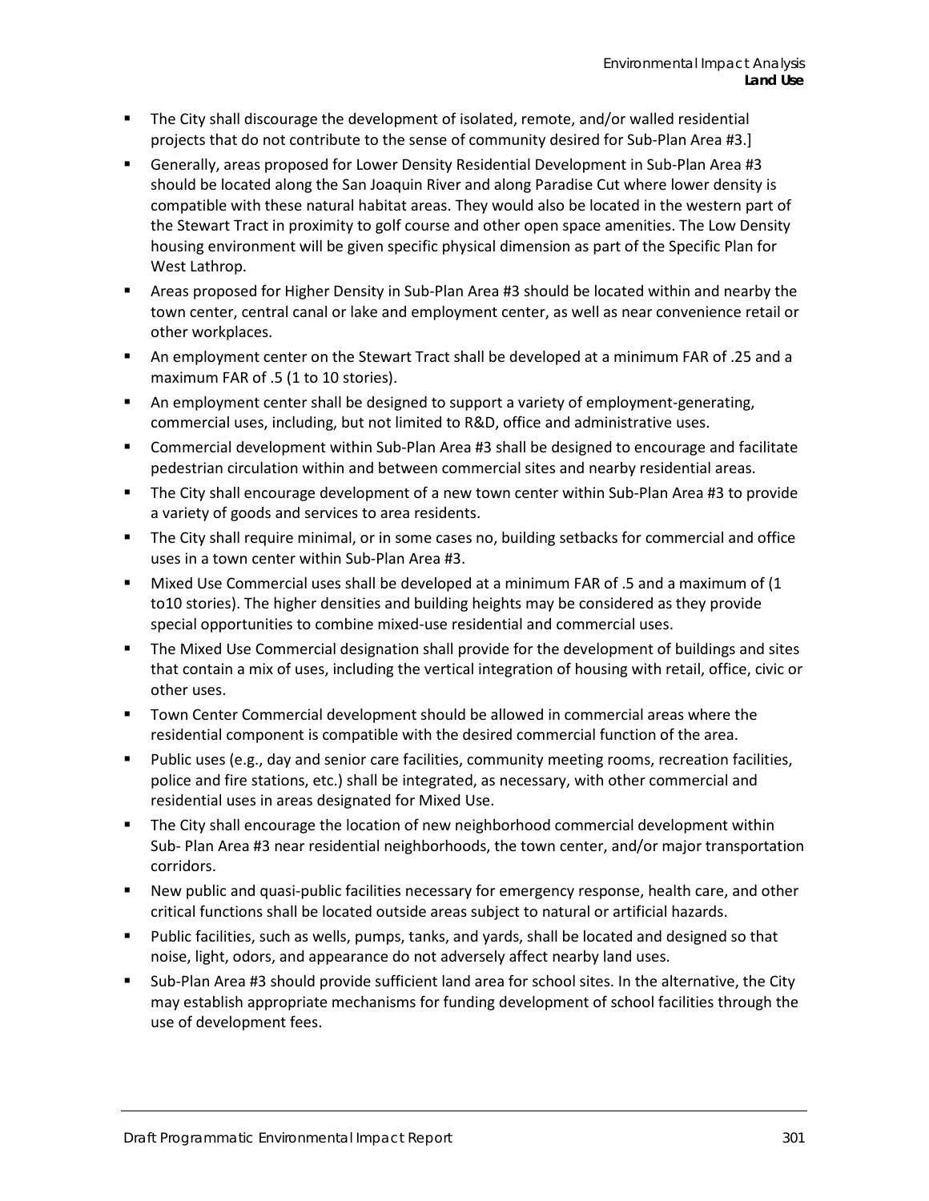- The City shall discourage the development of isolated, remote, and/or walled residential projects that do not contribute to the sense of community desired for Sub-Plan Area #3.]
- Generally, areas proposed for Lower Density Residential Development in Sub-Plan Area #3 should be located along the San Joaquin River and along Paradise Cut where lower density is compatible with these natural habitat areas. They would also be located in the western part of the Stewart Tract in proximity to golf course and other open space amenities. The Low Density housing environment will be given specific physical dimension as part of the Specific Plan for West Lathrop.
- Areas proposed for Higher Density in Sub-Plan Area #3 should be located within and nearby the town center, central canal or lake and employment center, as well as near convenience retail or other workplaces.
- An employment center on the Stewart Tract shall be developed at a minimum FAR of .25 and a maximum FAR of .5 (1 to 10 stories).
- An employment center shall be designed to support a variety of employment-generating, commercial uses, including, but not limited to R&D, office and administrative uses.
- Commercial development within Sub-Plan Area #3 shall be designed to encourage and facilitate pedestrian circulation within and between commercial sites and nearby residential areas.
- The City shall encourage development of a new town center within Sub-Plan Area #3 to provide a variety of goods and services to area residents.
- The City shall require minimal, or in some cases no, building setbacks for commercial and office uses in a town center within Sub-Plan Area #3.
- Mixed Use Commercial uses shall be developed at a minimum FAR of .5 and a maximum of (1 to10 stories). The higher densities and building heights may be considered as they provide special opportunities to combine mixed-use residential and commercial uses.
- The Mixed Use Commercial designation shall provide for the development of buildings and sites that contain a mix of uses, including the vertical integration of housing with retail, office, civic or other uses.
- Town Center Commercial development should be allowed in commercial areas where the residential component is compatible with the desired commercial function of the area.
- Public uses (e.g., day and senior care facilities, community meeting rooms, recreation facilities, police and fire stations, etc.) shall be integrated, as necessary, with other commercial and residential uses in areas designated for Mixed Use.
- The City shall encourage the location of new neighborhood commercial development within Sub- Plan Area #3 near residential neighborhoods, the town center, and/or major transportation corridors.
- New public and quasi-public facilities necessary for emergency response, health care, and other critical functions shall be located outside areas subject to natural or artificial hazards.
- Public facilities, such as wells, pumps, tanks, and yards, shall be located and designed so that noise, light, odors, and appearance do not adversely affect nearby land uses.
- Sub-Plan Area #3 should provide sufficient land area for school sites. In the alternative, the City may establish appropriate mechanisms for funding development of school facilities through the use of development fees.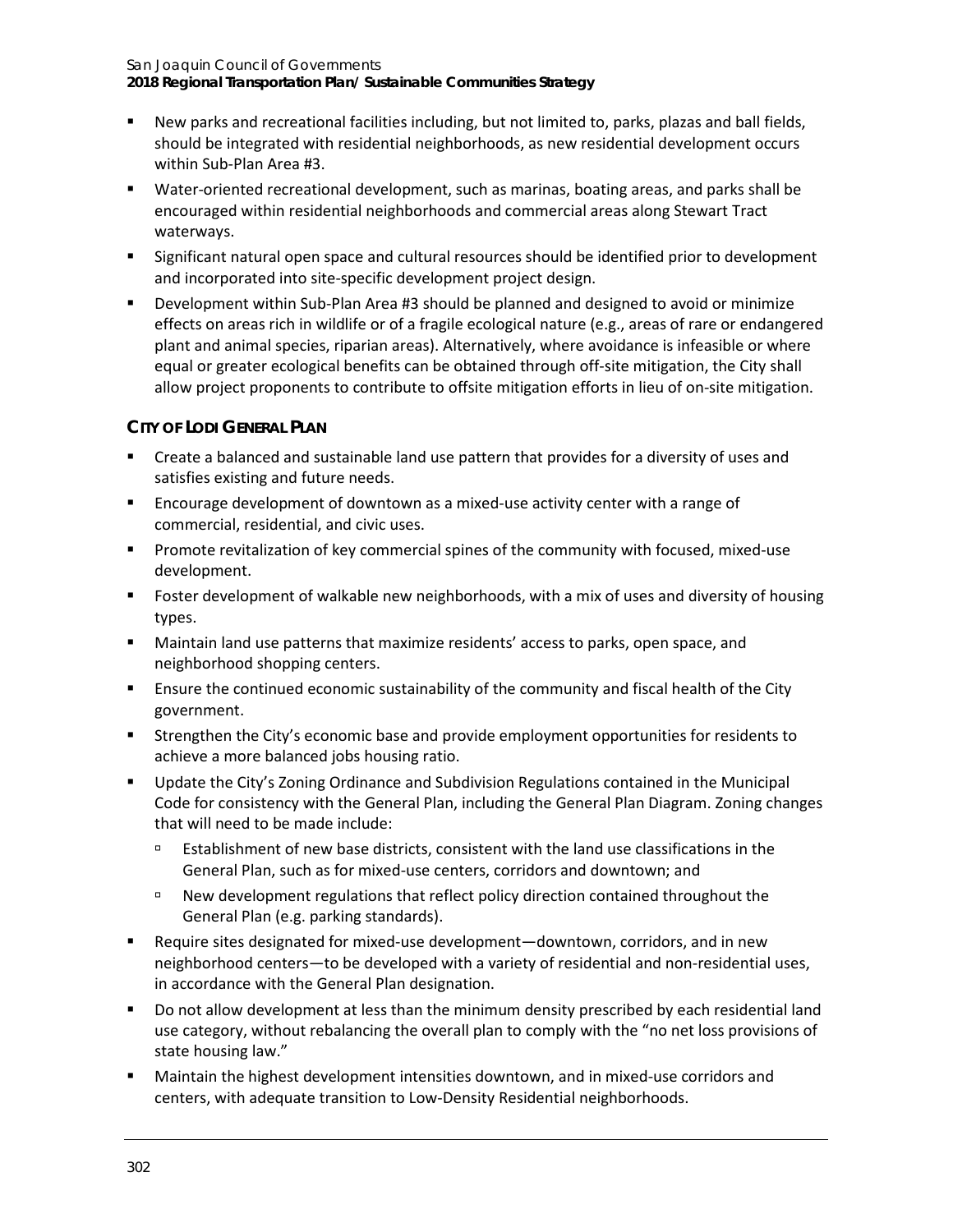- New parks and recreational facilities including, but not limited to, parks, plazas and ball fields, should be integrated with residential neighborhoods, as new residential development occurs within Sub-Plan Area #3.
- Water-oriented recreational development, such as marinas, boating areas, and parks shall be encouraged within residential neighborhoods and commercial areas along Stewart Tract waterways.
- Significant natural open space and cultural resources should be identified prior to development and incorporated into site-specific development project design.
- Development within Sub-Plan Area #3 should be planned and designed to avoid or minimize effects on areas rich in wildlife or of a fragile ecological nature (e.g., areas of rare or endangered plant and animal species, riparian areas). Alternatively, where avoidance is infeasible or where equal or greater ecological benefits can be obtained through off-site mitigation, the City shall allow project proponents to contribute to offsite mitigation efforts in lieu of on-site mitigation.

### CITY OF LODI GENERAL PLAN

- Create a balanced and sustainable land use pattern that provides for a diversity of uses and satisfies existing and future needs.
- Encourage development of downtown as a mixed-use activity center with a range of commercial, residential, and civic uses.
- Promote revitalization of key commercial spines of the community with focused, mixed-use development.
- Foster development of walkable new neighborhoods, with a mix of uses and diversity of housing types.
- Maintain land use patterns that maximize residents' access to parks, open space, and neighborhood shopping centers.
- Ensure the continued economic sustainability of the community and fiscal health of the City government.
- Strengthen the City's economic base and provide employment opportunities for residents to achieve a more balanced jobs housing ratio.
- Update the City's Zoning Ordinance and Subdivision Regulations contained in the Municipal Code for consistency with the General Plan, including the General Plan Diagram. Zoning changes that will need to be made include:
  - Establishment of new base districts, consistent with the land use classifications in the General Plan, such as for mixed-use centers, corridors and downtown; and
  - New development regulations that reflect policy direction contained throughout the General Plan (e.g. parking standards).
- Require sites designated for mixed-use development—downtown, corridors, and in new neighborhood centers—to be developed with a variety of residential and non-residential uses, in accordance with the General Plan designation.
- Do not allow development at less than the minimum density prescribed by each residential land use category, without rebalancing the overall plan to comply with the "no net loss provisions of state housing law."
- Maintain the highest development intensities downtown, and in mixed-use corridors and centers, with adequate transition to Low-Density Residential neighborhoods.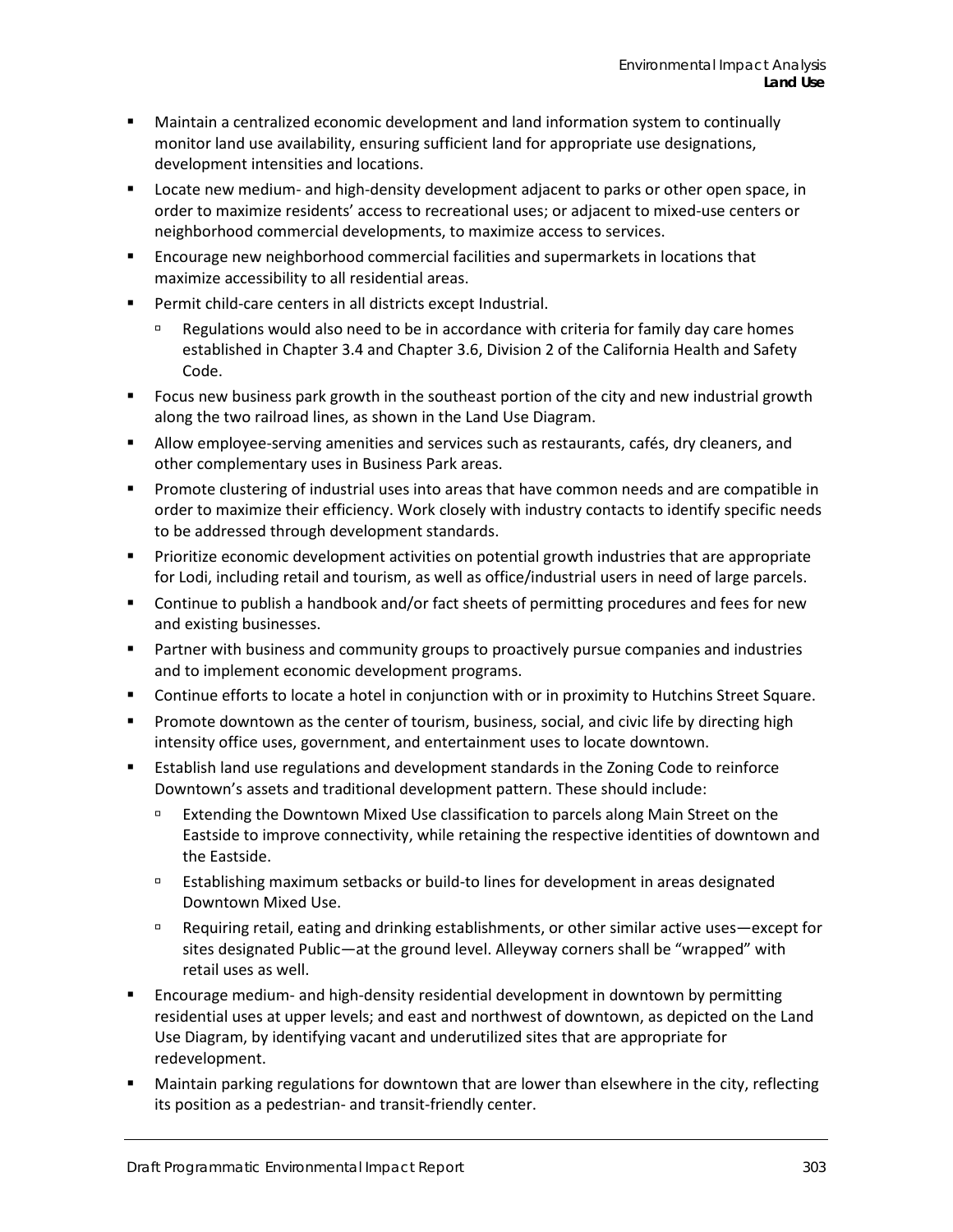- Maintain a centralized economic development and land information system to continually monitor land use availability, ensuring sufficient land for appropriate use designations, development intensities and locations.
- Locate new medium- and high-density development adjacent to parks or other open space, in order to maximize residents' access to recreational uses; or adjacent to mixed-use centers or neighborhood commercial developments, to maximize access to services.
- Encourage new neighborhood commercial facilities and supermarkets in locations that maximize accessibility to all residential areas.
- Permit child-care centers in all districts except Industrial.
  - Regulations would also need to be in accordance with criteria for family day care homes established in Chapter 3.4 and Chapter 3.6, Division 2 of the California Health and Safety Code.
- Focus new business park growth in the southeast portion of the city and new industrial growth along the two railroad lines, as shown in the Land Use Diagram.
- Allow employee-serving amenities and services such as restaurants, cafés, dry cleaners, and other complementary uses in Business Park areas.
- Promote clustering of industrial uses into areas that have common needs and are compatible in order to maximize their efficiency. Work closely with industry contacts to identify specific needs to be addressed through development standards.
- Prioritize economic development activities on potential growth industries that are appropriate for Lodi, including retail and tourism, as well as office/industrial users in need of large parcels.
- Continue to publish a handbook and/or fact sheets of permitting procedures and fees for new and existing businesses.
- Partner with business and community groups to proactively pursue companies and industries and to implement economic development programs.
- Continue efforts to locate a hotel in conjunction with or in proximity to Hutchins Street Square.
- Promote downtown as the center of tourism, business, social, and civic life by directing high intensity office uses, government, and entertainment uses to locate downtown.
- Establish land use regulations and development standards in the Zoning Code to reinforce Downtown's assets and traditional development pattern. These should include:
  - Extending the Downtown Mixed Use classification to parcels along Main Street on the Eastside to improve connectivity, while retaining the respective identities of downtown and the Eastside.
  - Establishing maximum setbacks or build-to lines for development in areas designated Downtown Mixed Use.
  - Requiring retail, eating and drinking establishments, or other similar active uses—except for sites designated Public—at the ground level. Alleyway corners shall be "wrapped" with retail uses as well.
- Encourage medium- and high-density residential development in downtown by permitting residential uses at upper levels; and east and northwest of downtown, as depicted on the Land Use Diagram, by identifying vacant and underutilized sites that are appropriate for redevelopment.
- Maintain parking regulations for downtown that are lower than elsewhere in the city, reflecting its position as a pedestrian- and transit-friendly center.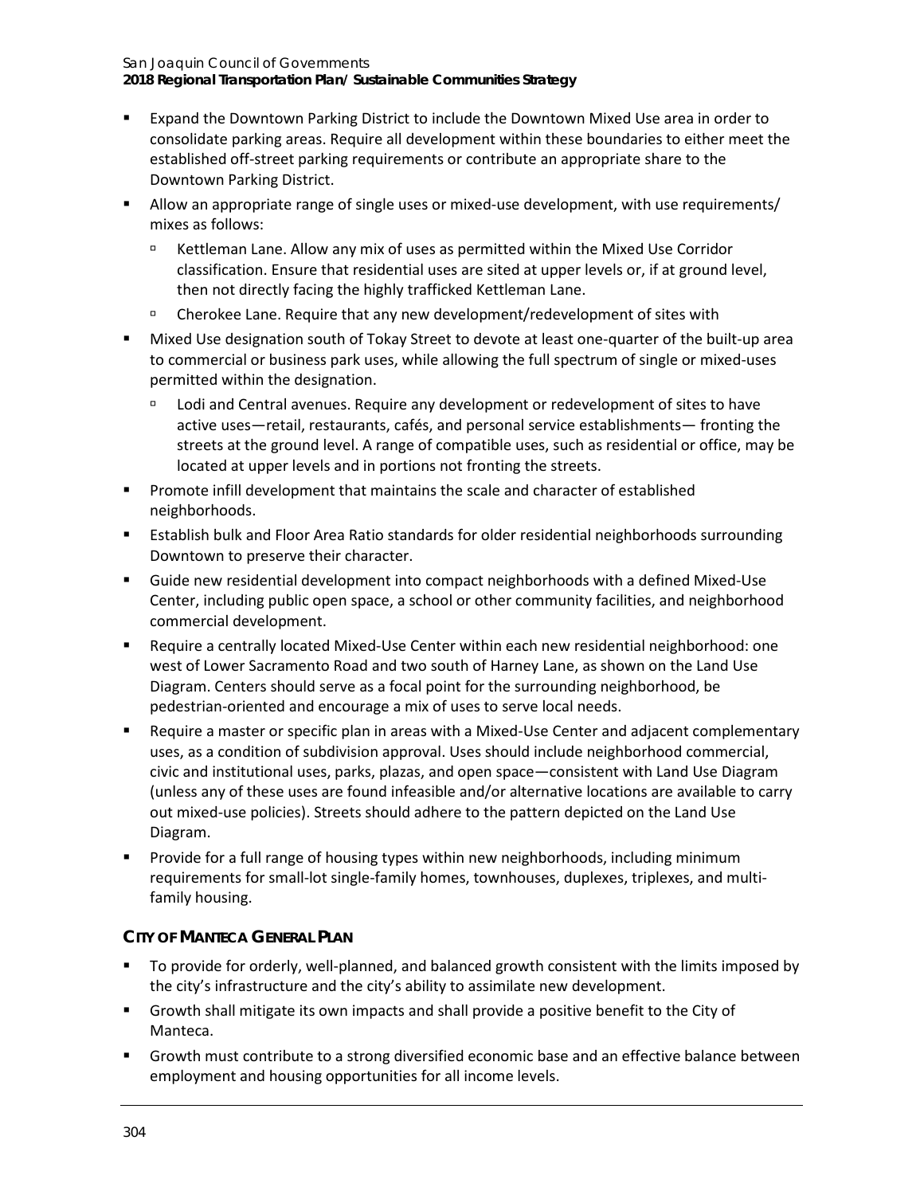- Expand the Downtown Parking District to include the Downtown Mixed Use area in order to consolidate parking areas. Require all development within these boundaries to either meet the established off-street parking requirements or contribute an appropriate share to the Downtown Parking District.
- Allow an appropriate range of single uses or mixed-use development, with use requirements/ mixes as follows:
  - Kettleman Lane. Allow any mix of uses as permitted within the Mixed Use Corridor classification. Ensure that residential uses are sited at upper levels or, if at ground level, then not directly facing the highly trafficked Kettleman Lane.
  - Cherokee Lane. Require that any new development/redevelopment of sites with
- Mixed Use designation south of Tokay Street to devote at least one-quarter of the built-up area to commercial or business park uses, while allowing the full spectrum of single or mixed-uses permitted within the designation.
  - Lodi and Central avenues. Require any development or redevelopment of sites to have active uses—retail, restaurants, cafés, and personal service establishments— fronting the streets at the ground level. A range of compatible uses, such as residential or office, may be located at upper levels and in portions not fronting the streets.
- Promote infill development that maintains the scale and character of established neighborhoods.
- Establish bulk and Floor Area Ratio standards for older residential neighborhoods surrounding Downtown to preserve their character.
- Guide new residential development into compact neighborhoods with a defined Mixed-Use Center, including public open space, a school or other community facilities, and neighborhood commercial development.
- Require a centrally located Mixed-Use Center within each new residential neighborhood: one west of Lower Sacramento Road and two south of Harney Lane, as shown on the Land Use Diagram. Centers should serve as a focal point for the surrounding neighborhood, be pedestrian-oriented and encourage a mix of uses to serve local needs.
- Require a master or specific plan in areas with a Mixed-Use Center and adjacent complementary uses, as a condition of subdivision approval. Uses should include neighborhood commercial, civic and institutional uses, parks, plazas, and open space—consistent with Land Use Diagram (unless any of these uses are found infeasible and/or alternative locations are available to carry out mixed-use policies). Streets should adhere to the pattern depicted on the Land Use Diagram.
- Provide for a full range of housing types within new neighborhoods, including minimum requirements for small-lot single-family homes, townhouses, duplexes, triplexes, and multi-family housing.

### CITY OF MANTECA GENERAL PLAN

- To provide for orderly, well-planned, and balanced growth consistent with the limits imposed by the city's infrastructure and the city's ability to assimilate new development.
- Growth shall mitigate its own impacts and shall provide a positive benefit to the City of Manteca.
- Growth must contribute to a strong diversified economic base and an effective balance between employment and housing opportunities for all income levels.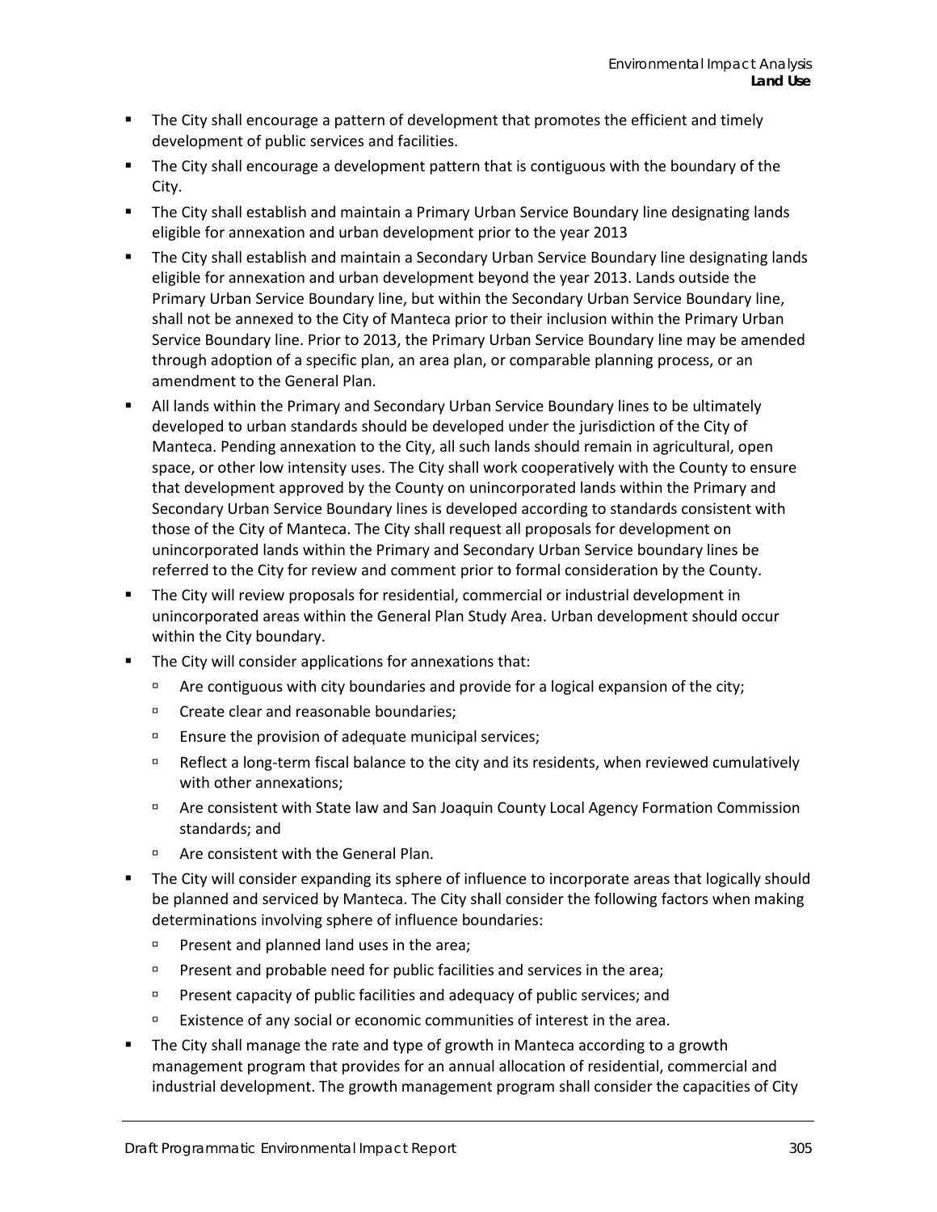- The City shall encourage a pattern of development that promotes the efficient and timely development of public services and facilities.
- The City shall encourage a development pattern that is contiguous with the boundary of the City.
- The City shall establish and maintain a Primary Urban Service Boundary line designating lands eligible for annexation and urban development prior to the year 2013
- The City shall establish and maintain a Secondary Urban Service Boundary line designating lands eligible for annexation and urban development beyond the year 2013. Lands outside the Primary Urban Service Boundary line, but within the Secondary Urban Service Boundary line, shall not be annexed to the City of Manteca prior to their inclusion within the Primary Urban Service Boundary line. Prior to 2013, the Primary Urban Service Boundary line may be amended through adoption of a specific plan, an area plan, or comparable planning process, or an amendment to the General Plan.
- All lands within the Primary and Secondary Urban Service Boundary lines to be ultimately developed to urban standards should be developed under the jurisdiction of the City of Manteca. Pending annexation to the City, all such lands should remain in agricultural, open space, or other low intensity uses. The City shall work cooperatively with the County to ensure that development approved by the County on unincorporated lands within the Primary and Secondary Urban Service Boundary lines is developed according to standards consistent with those of the City of Manteca. The City shall request all proposals for development on unincorporated lands within the Primary and Secondary Urban Service boundary lines be referred to the City for review and comment prior to formal consideration by the County.
- The City will review proposals for residential, commercial or industrial development in unincorporated areas within the General Plan Study Area. Urban development should occur within the City boundary.
- The City will consider applications for annexations that:
  - Are contiguous with city boundaries and provide for a logical expansion of the city;
  - Create clear and reasonable boundaries;
  - Ensure the provision of adequate municipal services;
  - Reflect a long-term fiscal balance to the city and its residents, when reviewed cumulatively with other annexations;
  - Are consistent with State law and San Joaquin County Local Agency Formation Commission standards; and
  - Are consistent with the General Plan.
- The City will consider expanding its sphere of influence to incorporate areas that logically should be planned and serviced by Manteca. The City shall consider the following factors when making determinations involving sphere of influence boundaries:
  - Present and planned land uses in the area;
  - Present and probable need for public facilities and services in the area;
  - Present capacity of public facilities and adequacy of public services; and
  - Existence of any social or economic communities of interest in the area.
- The City shall manage the rate and type of growth in Manteca according to a growth management program that provides for an annual allocation of residential, commercial and industrial development. The growth management program shall consider the capacities of City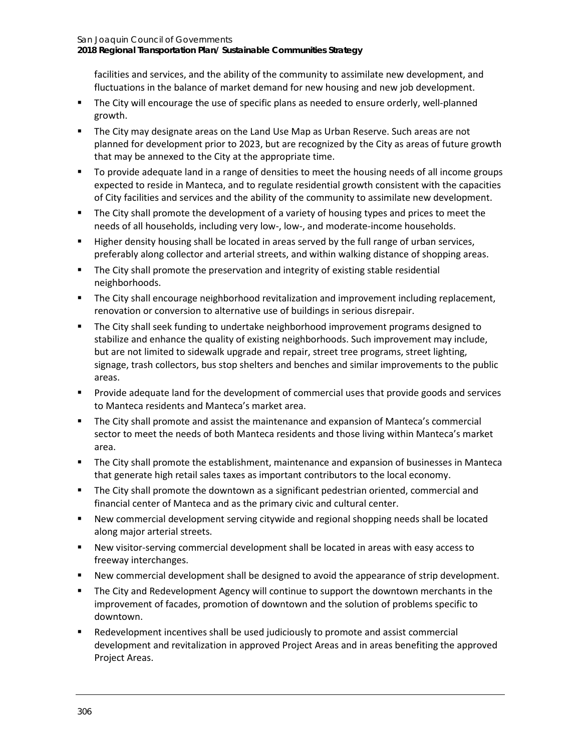facilities and services, and the ability of the community to assimilate new development, and fluctuations in the balance of market demand for new housing and new job development.

- The City will encourage the use of specific plans as needed to ensure orderly, well-planned growth.
- The City may designate areas on the Land Use Map as Urban Reserve. Such areas are not planned for development prior to 2023, but are recognized by the City as areas of future growth that may be annexed to the City at the appropriate time.
- To provide adequate land in a range of densities to meet the housing needs of all income groups expected to reside in Manteca, and to regulate residential growth consistent with the capacities of City facilities and services and the ability of the community to assimilate new development.
- The City shall promote the development of a variety of housing types and prices to meet the needs of all households, including very low-, low-, and moderate-income households.
- Higher density housing shall be located in areas served by the full range of urban services, preferably along collector and arterial streets, and within walking distance of shopping areas.
- The City shall promote the preservation and integrity of existing stable residential neighborhoods.
- The City shall encourage neighborhood revitalization and improvement including replacement, renovation or conversion to alternative use of buildings in serious disrepair.
- The City shall seek funding to undertake neighborhood improvement programs designed to stabilize and enhance the quality of existing neighborhoods. Such improvement may include, but are not limited to sidewalk upgrade and repair, street tree programs, street lighting, signage, trash collectors, bus stop shelters and benches and similar improvements to the public areas.
- Provide adequate land for the development of commercial uses that provide goods and services to Manteca residents and Manteca's market area.
- The City shall promote and assist the maintenance and expansion of Manteca's commercial sector to meet the needs of both Manteca residents and those living within Manteca's market area.
- The City shall promote the establishment, maintenance and expansion of businesses in Manteca that generate high retail sales taxes as important contributors to the local economy.
- The City shall promote the downtown as a significant pedestrian oriented, commercial and financial center of Manteca and as the primary civic and cultural center.
- New commercial development serving citywide and regional shopping needs shall be located along major arterial streets.
- New visitor-serving commercial development shall be located in areas with easy access to freeway interchanges.
- New commercial development shall be designed to avoid the appearance of strip development.
- The City and Redevelopment Agency will continue to support the downtown merchants in the improvement of facades, promotion of downtown and the solution of problems specific to downtown.
- Redevelopment incentives shall be used judiciously to promote and assist commercial development and revitalization in approved Project Areas and in areas benefiting the approved Project Areas.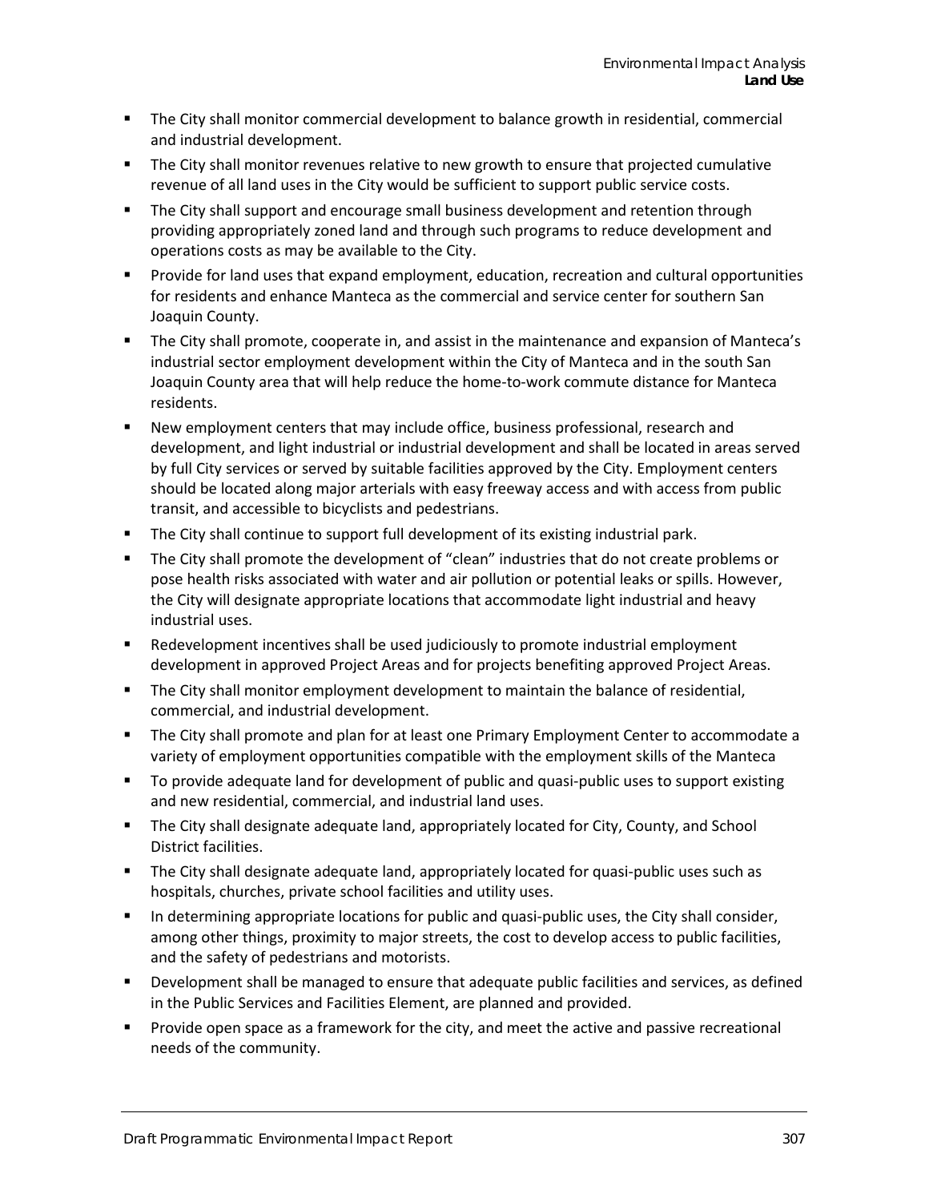- The City shall monitor commercial development to balance growth in residential, commercial and industrial development.
- The City shall monitor revenues relative to new growth to ensure that projected cumulative revenue of all land uses in the City would be sufficient to support public service costs.
- The City shall support and encourage small business development and retention through providing appropriately zoned land and through such programs to reduce development and operations costs as may be available to the City.
- Provide for land uses that expand employment, education, recreation and cultural opportunities for residents and enhance Manteca as the commercial and service center for southern San Joaquin County.
- The City shall promote, cooperate in, and assist in the maintenance and expansion of Manteca's industrial sector employment development within the City of Manteca and in the south San Joaquin County area that will help reduce the home-to-work commute distance for Manteca residents.
- New employment centers that may include office, business professional, research and development, and light industrial or industrial development and shall be located in areas served by full City services or served by suitable facilities approved by the City. Employment centers should be located along major arterials with easy freeway access and with access from public transit, and accessible to bicyclists and pedestrians.
- The City shall continue to support full development of its existing industrial park.
- The City shall promote the development of "clean" industries that do not create problems or pose health risks associated with water and air pollution or potential leaks or spills. However, the City will designate appropriate locations that accommodate light industrial and heavy industrial uses.
- Redevelopment incentives shall be used judiciously to promote industrial employment development in approved Project Areas and for projects benefiting approved Project Areas.
- The City shall monitor employment development to maintain the balance of residential, commercial, and industrial development.
- The City shall promote and plan for at least one Primary Employment Center to accommodate a variety of employment opportunities compatible with the employment skills of the Manteca
- To provide adequate land for development of public and quasi-public uses to support existing and new residential, commercial, and industrial land uses.
- The City shall designate adequate land, appropriately located for City, County, and School District facilities.
- The City shall designate adequate land, appropriately located for quasi-public uses such as hospitals, churches, private school facilities and utility uses.
- In determining appropriate locations for public and quasi-public uses, the City shall consider, among other things, proximity to major streets, the cost to develop access to public facilities, and the safety of pedestrians and motorists.
- Development shall be managed to ensure that adequate public facilities and services, as defined in the Public Services and Facilities Element, are planned and provided.
- Provide open space as a framework for the city, and meet the active and passive recreational needs of the community.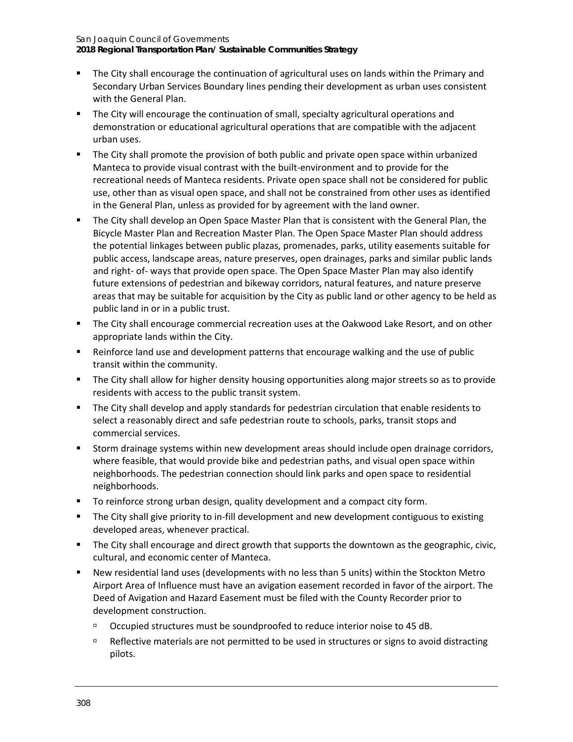- The City shall encourage the continuation of agricultural uses on lands within the Primary and Secondary Urban Services Boundary lines pending their development as urban uses consistent with the General Plan.
- The City will encourage the continuation of small, specialty agricultural operations and demonstration or educational agricultural operations that are compatible with the adjacent urban uses.
- The City shall promote the provision of both public and private open space within urbanized Manteca to provide visual contrast with the built-environment and to provide for the recreational needs of Manteca residents. Private open space shall not be considered for public use, other than as visual open space, and shall not be constrained from other uses as identified in the General Plan, unless as provided for by agreement with the land owner.
- The City shall develop an Open Space Master Plan that is consistent with the General Plan, the Bicycle Master Plan and Recreation Master Plan. The Open Space Master Plan should address the potential linkages between public plazas, promenades, parks, utility easements suitable for public access, landscape areas, nature preserves, open drainages, parks and similar public lands and right- of- ways that provide open space. The Open Space Master Plan may also identify future extensions of pedestrian and bikeway corridors, natural features, and nature preserve areas that may be suitable for acquisition by the City as public land or other agency to be held as public land in or in a public trust.
- The City shall encourage commercial recreation uses at the Oakwood Lake Resort, and on other appropriate lands within the City.
- Reinforce land use and development patterns that encourage walking and the use of public transit within the community.
- The City shall allow for higher density housing opportunities along major streets so as to provide residents with access to the public transit system.
- The City shall develop and apply standards for pedestrian circulation that enable residents to select a reasonably direct and safe pedestrian route to schools, parks, transit stops and commercial services.
- Storm drainage systems within new development areas should include open drainage corridors, where feasible, that would provide bike and pedestrian paths, and visual open space within neighborhoods. The pedestrian connection should link parks and open space to residential neighborhoods.
- To reinforce strong urban design, quality development and a compact city form.
- The City shall give priority to in-fill development and new development contiguous to existing developed areas, whenever practical.
- The City shall encourage and direct growth that supports the downtown as the geographic, civic, cultural, and economic center of Manteca.
- New residential land uses (developments with no less than 5 units) within the Stockton Metro Airport Area of Influence must have an avigation easement recorded in favor of the airport. The Deed of Avigation and Hazard Easement must be filed with the County Recorder prior to development construction.
  - Occupied structures must be soundproofed to reduce interior noise to 45 dB.
  - Reflective materials are not permitted to be used in structures or signs to avoid distracting pilots.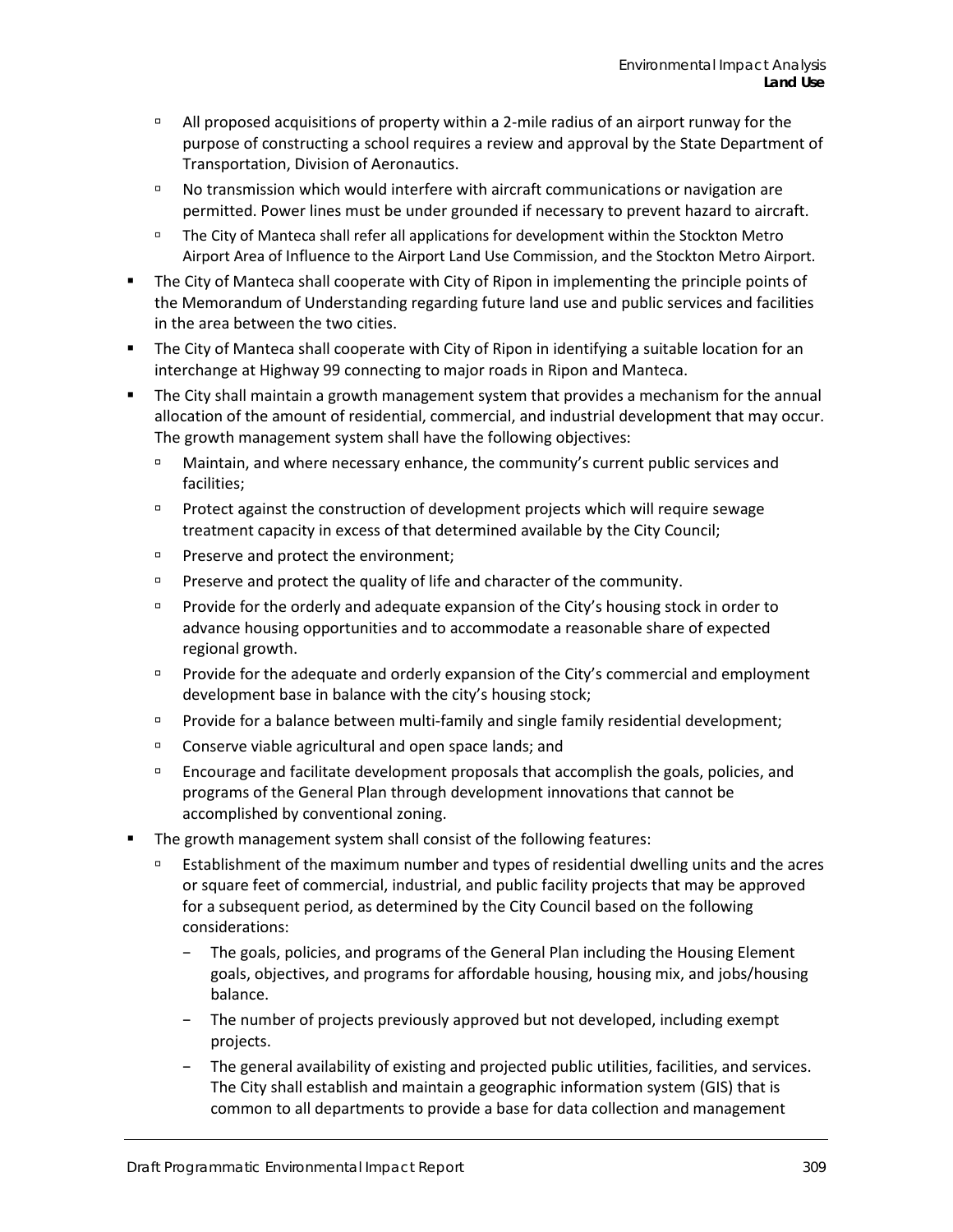- All proposed acquisitions of property within a 2-mile radius of an airport runway for the purpose of constructing a school requires a review and approval by the State Department of Transportation, Division of Aeronautics.
   - No transmission which would interfere with aircraft communications or navigation are permitted. Power lines must be under grounded if necessary to prevent hazard to aircraft.
   - The City of Manteca shall refer all applications for development within the Stockton Metro Airport Area of Influence to the Airport Land Use Commission, and the Stockton Metro Airport.
- The City of Manteca shall cooperate with City of Ripon in implementing the principle points of the Memorandum of Understanding regarding future land use and public services and facilities in the area between the two cities.
- The City of Manteca shall cooperate with City of Ripon in identifying a suitable location for an interchange at Highway 99 connecting to major roads in Ripon and Manteca.
- The City shall maintain a growth management system that provides a mechanism for the annual allocation of the amount of residential, commercial, and industrial development that may occur. The growth management system shall have the following objectives:
   - Maintain, and where necessary enhance, the community's current public services and facilities;
   - Protect against the construction of development projects which will require sewage treatment capacity in excess of that determined available by the City Council;
   - Preserve and protect the environment;
   - Preserve and protect the quality of life and character of the community.
   - Provide for the orderly and adequate expansion of the City's housing stock in order to advance housing opportunities and to accommodate a reasonable share of expected regional growth.
   - Provide for the adequate and orderly expansion of the City's commercial and employment development base in balance with the city's housing stock;
   - Provide for a balance between multi-family and single family residential development;
   - Conserve viable agricultural and open space lands; and
   - Encourage and facilitate development proposals that accomplish the goals, policies, and programs of the General Plan through development innovations that cannot be accomplished by conventional zoning.
- The growth management system shall consist of the following features:
   - Establishment of the maximum number and types of residential dwelling units and the acres or square feet of commercial, industrial, and public facility projects that may be approved for a subsequent period, as determined by the City Council based on the following considerations:
      - The goals, policies, and programs of the General Plan including the Housing Element goals, objectives, and programs for affordable housing, housing mix, and jobs/housing balance.
      - The number of projects previously approved but not developed, including exempt projects.
      - The general availability of existing and projected public utilities, facilities, and services. The City shall establish and maintain a geographic information system (GIS) that is common to all departments to provide a base for data collection and management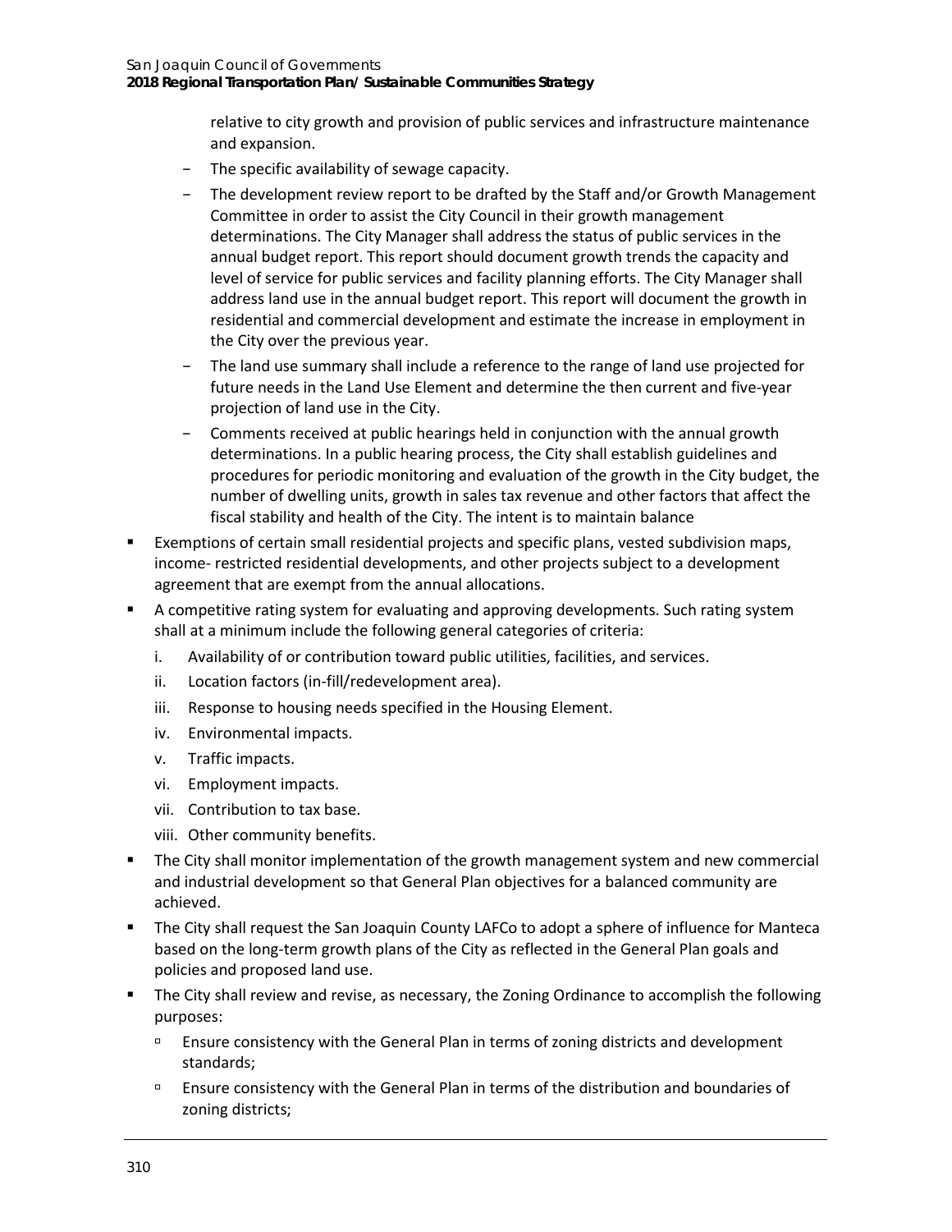relative to city growth and provision of public services and infrastructure maintenance and expansion.

  - The specific availability of sewage capacity.
  - The development review report to be drafted by the Staff and/or Growth Management Committee in order to assist the City Council in their growth management determinations. The City Manager shall address the status of public services in the annual budget report. This report should document growth trends the capacity and level of service for public services and facility planning efforts. The City Manager shall address land use in the annual budget report. This report will document the growth in residential and commercial development and estimate the increase in employment in the City over the previous year.
  - The land use summary shall include a reference to the range of land use projected for future needs in the Land Use Element and determine the then current and five-year projection of land use in the City.
  - Comments received at public hearings held in conjunction with the annual growth determinations. In a public hearing process, the City shall establish guidelines and procedures for periodic monitoring and evaluation of the growth in the City budget, the number of dwelling units, growth in sales tax revenue and other factors that affect the fiscal stability and health of the City. The intent is to maintain balance

- Exemptions of certain small residential projects and specific plans, vested subdivision maps, income- restricted residential developments, and other projects subject to a development agreement that are exempt from the annual allocations.
- A competitive rating system for evaluating and approving developments. Such rating system shall at a minimum include the following general categories of criteria:
  - i. Availability of or contribution toward public utilities, facilities, and services.
  - ii. Location factors (in-fill/redevelopment area).
  - iii. Response to housing needs specified in the Housing Element.
  - iv. Environmental impacts.
  - v. Traffic impacts.
  - vi. Employment impacts.
  - vii. Contribution to tax base.
  - viii. Other community benefits.
- The City shall monitor implementation of the growth management system and new commercial and industrial development so that General Plan objectives for a balanced community are achieved.
- The City shall request the San Joaquin County LAFCo to adopt a sphere of influence for Manteca based on the long-term growth plans of the City as reflected in the General Plan goals and policies and proposed land use.
- The City shall review and revise, as necessary, the Zoning Ordinance to accomplish the following purposes:
  - Ensure consistency with the General Plan in terms of zoning districts and development standards;
  - Ensure consistency with the General Plan in terms of the distribution and boundaries of zoning districts;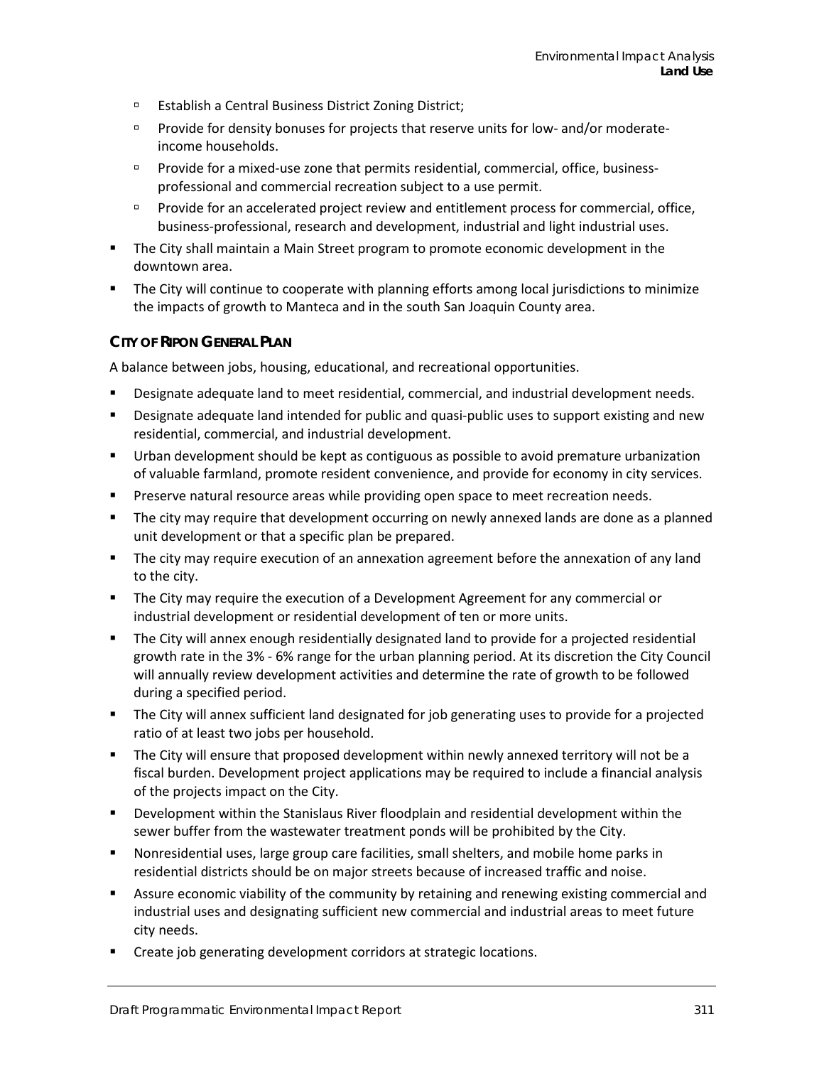- Establish a Central Business District Zoning District;
    - Provide for density bonuses for projects that reserve units for low- and/or moderate-income households.
    - Provide for a mixed-use zone that permits residential, commercial, office, business-professional and commercial recreation subject to a use permit.
    - Provide for an accelerated project review and entitlement process for commercial, office, business-professional, research and development, industrial and light industrial uses.
- The City shall maintain a Main Street program to promote economic development in the downtown area.
- The City will continue to cooperate with planning efforts among local jurisdictions to minimize the impacts of growth to Manteca and in the south San Joaquin County area.

#### CITY OF RIPON GENERAL PLAN

A balance between jobs, housing, educational, and recreational opportunities.

- Designate adequate land to meet residential, commercial, and industrial development needs.
- Designate adequate land intended for public and quasi-public uses to support existing and new residential, commercial, and industrial development.
- Urban development should be kept as contiguous as possible to avoid premature urbanization of valuable farmland, promote resident convenience, and provide for economy in city services.
- Preserve natural resource areas while providing open space to meet recreation needs.
- The city may require that development occurring on newly annexed lands are done as a planned unit development or that a specific plan be prepared.
- The city may require execution of an annexation agreement before the annexation of any land to the city.
- The City may require the execution of a Development Agreement for any commercial or industrial development or residential development of ten or more units.
- The City will annex enough residentially designated land to provide for a projected residential growth rate in the 3% - 6% range for the urban planning period. At its discretion the City Council will annually review development activities and determine the rate of growth to be followed during a specified period.
- The City will annex sufficient land designated for job generating uses to provide for a projected ratio of at least two jobs per household.
- The City will ensure that proposed development within newly annexed territory will not be a fiscal burden. Development project applications may be required to include a financial analysis of the projects impact on the City.
- Development within the Stanislaus River floodplain and residential development within the sewer buffer from the wastewater treatment ponds will be prohibited by the City.
- Nonresidential uses, large group care facilities, small shelters, and mobile home parks in residential districts should be on major streets because of increased traffic and noise.
- Assure economic viability of the community by retaining and renewing existing commercial and industrial uses and designating sufficient new commercial and industrial areas to meet future city needs.
- Create job generating development corridors at strategic locations.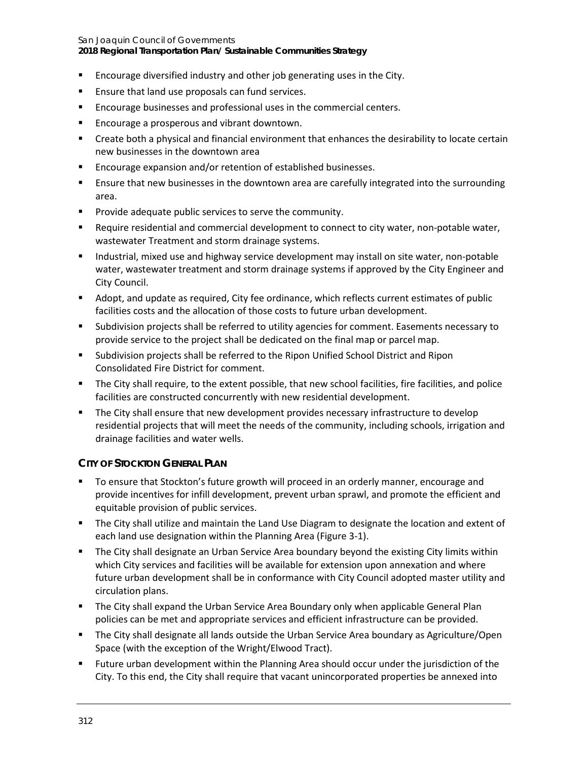- Encourage diversified industry and other job generating uses in the City.
- Ensure that land use proposals can fund services.
- Encourage businesses and professional uses in the commercial centers.
- Encourage a prosperous and vibrant downtown.
- Create both a physical and financial environment that enhances the desirability to locate certain new businesses in the downtown area
- Encourage expansion and/or retention of established businesses.
- Ensure that new businesses in the downtown area are carefully integrated into the surrounding area.
- Provide adequate public services to serve the community.
- Require residential and commercial development to connect to city water, non-potable water, wastewater Treatment and storm drainage systems.
- Industrial, mixed use and highway service development may install on site water, non-potable water, wastewater treatment and storm drainage systems if approved by the City Engineer and City Council.
- Adopt, and update as required, City fee ordinance, which reflects current estimates of public facilities costs and the allocation of those costs to future urban development.
- Subdivision projects shall be referred to utility agencies for comment. Easements necessary to provide service to the project shall be dedicated on the final map or parcel map.
- Subdivision projects shall be referred to the Ripon Unified School District and Ripon Consolidated Fire District for comment.
- The City shall require, to the extent possible, that new school facilities, fire facilities, and police facilities are constructed concurrently with new residential development.
- The City shall ensure that new development provides necessary infrastructure to develop residential projects that will meet the needs of the community, including schools, irrigation and drainage facilities and water wells.

### CITY OF STOCKTON GENERAL PLAN

- To ensure that Stockton's future growth will proceed in an orderly manner, encourage and provide incentives for infill development, prevent urban sprawl, and promote the efficient and equitable provision of public services.
- The City shall utilize and maintain the Land Use Diagram to designate the location and extent of each land use designation within the Planning Area (Figure 3-1).
- The City shall designate an Urban Service Area boundary beyond the existing City limits within which City services and facilities will be available for extension upon annexation and where future urban development shall be in conformance with City Council adopted master utility and circulation plans.
- The City shall expand the Urban Service Area Boundary only when applicable General Plan policies can be met and appropriate services and efficient infrastructure can be provided.
- The City shall designate all lands outside the Urban Service Area boundary as Agriculture/Open Space (with the exception of the Wright/Elwood Tract).
- Future urban development within the Planning Area should occur under the jurisdiction of the City. To this end, the City shall require that vacant unincorporated properties be annexed into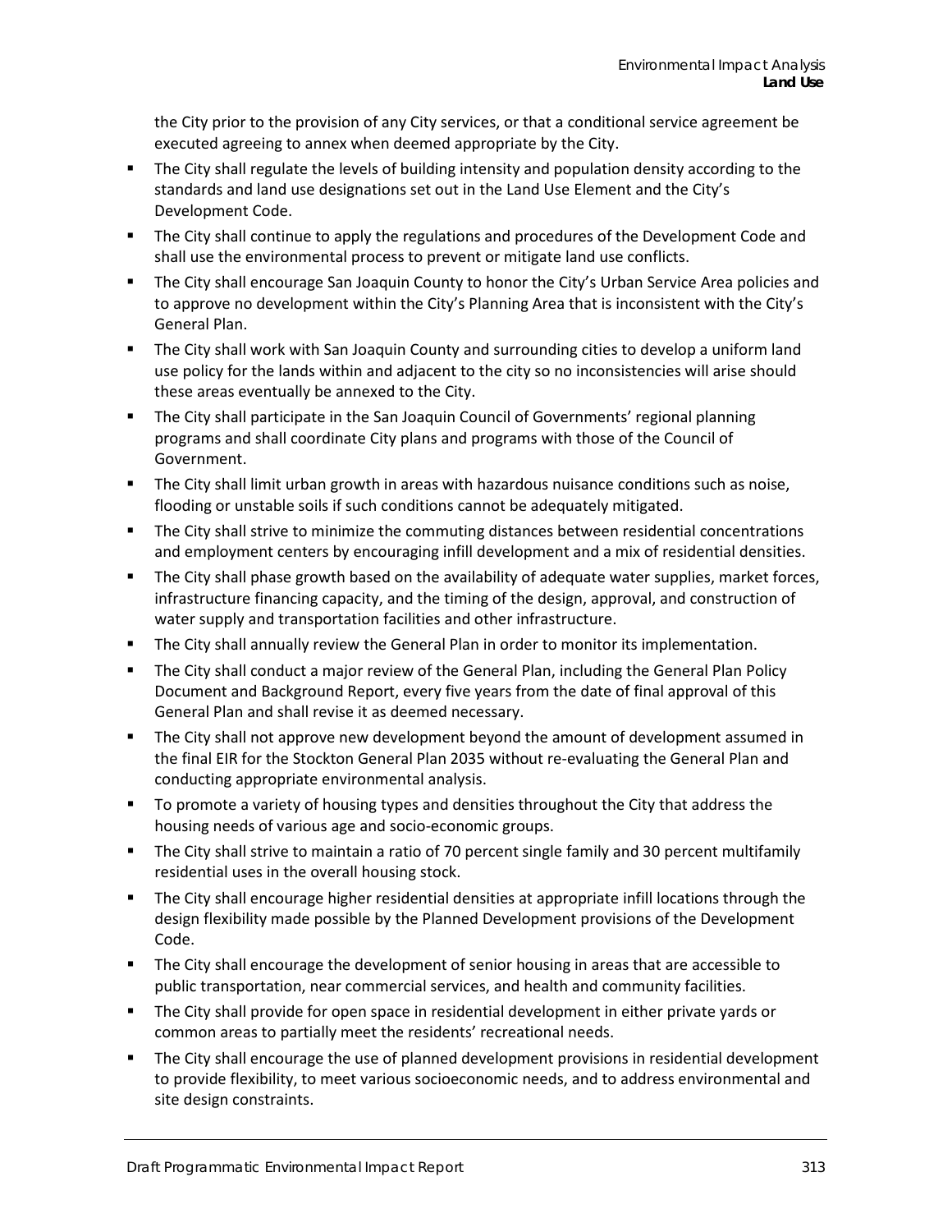the City prior to the provision of any City services, or that a conditional service agreement be executed agreeing to annex when deemed appropriate by the City.

- The City shall regulate the levels of building intensity and population density according to the standards and land use designations set out in the Land Use Element and the City's Development Code.
- The City shall continue to apply the regulations and procedures of the Development Code and shall use the environmental process to prevent or mitigate land use conflicts.
- The City shall encourage San Joaquin County to honor the City's Urban Service Area policies and to approve no development within the City's Planning Area that is inconsistent with the City's General Plan.
- The City shall work with San Joaquin County and surrounding cities to develop a uniform land use policy for the lands within and adjacent to the city so no inconsistencies will arise should these areas eventually be annexed to the City.
- The City shall participate in the San Joaquin Council of Governments' regional planning programs and shall coordinate City plans and programs with those of the Council of Government.
- The City shall limit urban growth in areas with hazardous nuisance conditions such as noise, flooding or unstable soils if such conditions cannot be adequately mitigated.
- The City shall strive to minimize the commuting distances between residential concentrations and employment centers by encouraging infill development and a mix of residential densities.
- The City shall phase growth based on the availability of adequate water supplies, market forces, infrastructure financing capacity, and the timing of the design, approval, and construction of water supply and transportation facilities and other infrastructure.
- The City shall annually review the General Plan in order to monitor its implementation.
- The City shall conduct a major review of the General Plan, including the General Plan Policy Document and Background Report, every five years from the date of final approval of this General Plan and shall revise it as deemed necessary.
- The City shall not approve new development beyond the amount of development assumed in the final EIR for the Stockton General Plan 2035 without re-evaluating the General Plan and conducting appropriate environmental analysis.
- To promote a variety of housing types and densities throughout the City that address the housing needs of various age and socio-economic groups.
- The City shall strive to maintain a ratio of 70 percent single family and 30 percent multifamily residential uses in the overall housing stock.
- The City shall encourage higher residential densities at appropriate infill locations through the design flexibility made possible by the Planned Development provisions of the Development Code.
- The City shall encourage the development of senior housing in areas that are accessible to public transportation, near commercial services, and health and community facilities.
- The City shall provide for open space in residential development in either private yards or common areas to partially meet the residents' recreational needs.
- The City shall encourage the use of planned development provisions in residential development to provide flexibility, to meet various socioeconomic needs, and to address environmental and site design constraints.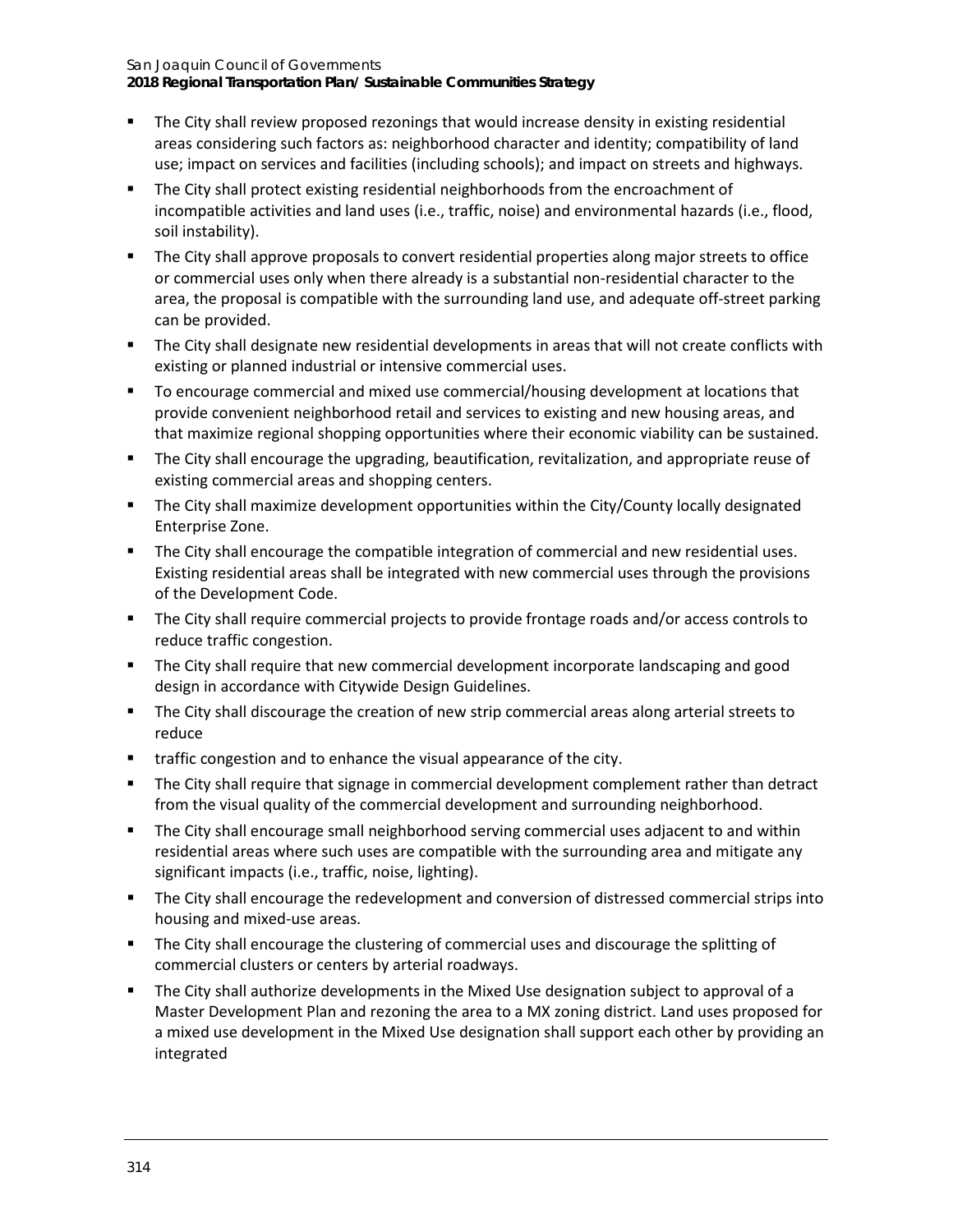- The City shall review proposed rezonings that would increase density in existing residential areas considering such factors as: neighborhood character and identity; compatibility of land use; impact on services and facilities (including schools); and impact on streets and highways.
- The City shall protect existing residential neighborhoods from the encroachment of incompatible activities and land uses (i.e., traffic, noise) and environmental hazards (i.e., flood, soil instability).
- The City shall approve proposals to convert residential properties along major streets to office or commercial uses only when there already is a substantial non-residential character to the area, the proposal is compatible with the surrounding land use, and adequate off-street parking can be provided.
- The City shall designate new residential developments in areas that will not create conflicts with existing or planned industrial or intensive commercial uses.
- To encourage commercial and mixed use commercial/housing development at locations that provide convenient neighborhood retail and services to existing and new housing areas, and that maximize regional shopping opportunities where their economic viability can be sustained.
- The City shall encourage the upgrading, beautification, revitalization, and appropriate reuse of existing commercial areas and shopping centers.
- The City shall maximize development opportunities within the City/County locally designated Enterprise Zone.
- The City shall encourage the compatible integration of commercial and new residential uses. Existing residential areas shall be integrated with new commercial uses through the provisions of the Development Code.
- The City shall require commercial projects to provide frontage roads and/or access controls to reduce traffic congestion.
- The City shall require that new commercial development incorporate landscaping and good design in accordance with Citywide Design Guidelines.
- The City shall discourage the creation of new strip commercial areas along arterial streets to reduce
- traffic congestion and to enhance the visual appearance of the city.
- The City shall require that signage in commercial development complement rather than detract from the visual quality of the commercial development and surrounding neighborhood.
- The City shall encourage small neighborhood serving commercial uses adjacent to and within residential areas where such uses are compatible with the surrounding area and mitigate any significant impacts (i.e., traffic, noise, lighting).
- The City shall encourage the redevelopment and conversion of distressed commercial strips into housing and mixed-use areas.
- The City shall encourage the clustering of commercial uses and discourage the splitting of commercial clusters or centers by arterial roadways.
- The City shall authorize developments in the Mixed Use designation subject to approval of a Master Development Plan and rezoning the area to a MX zoning district. Land uses proposed for a mixed use development in the Mixed Use designation shall support each other by providing an integrated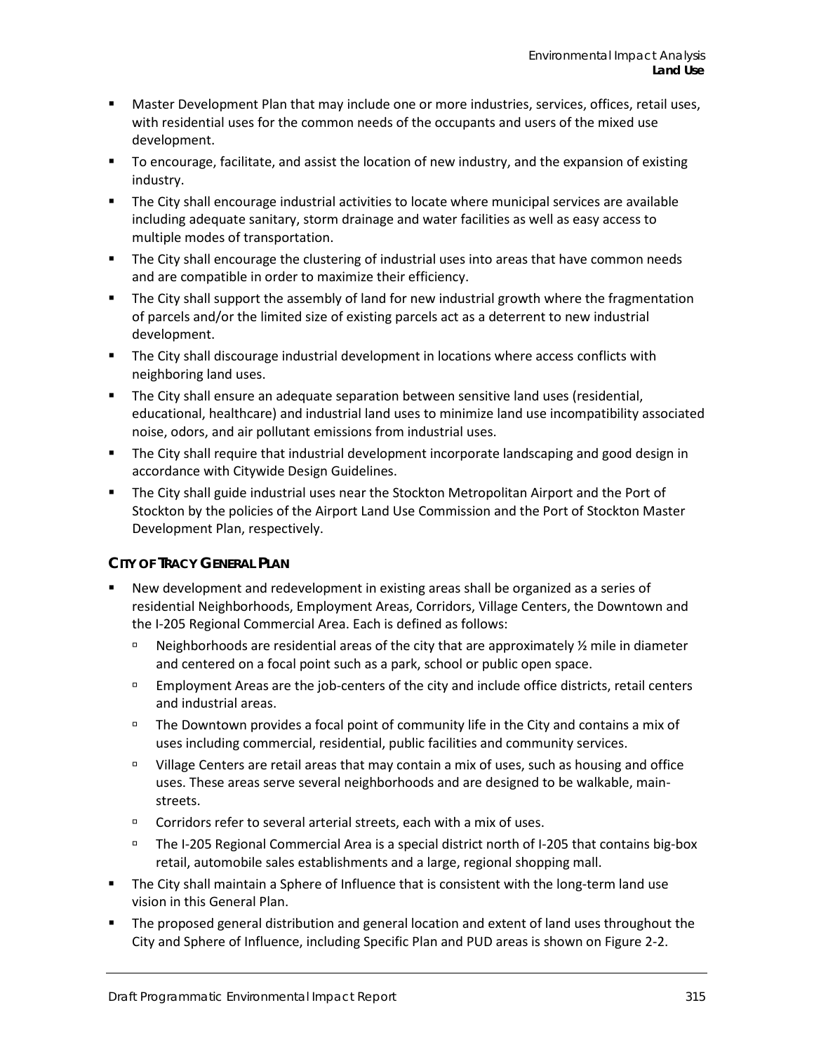- Master Development Plan that may include one or more industries, services, offices, retail uses, with residential uses for the common needs of the occupants and users of the mixed use development.
- To encourage, facilitate, and assist the location of new industry, and the expansion of existing industry.
- The City shall encourage industrial activities to locate where municipal services are available including adequate sanitary, storm drainage and water facilities as well as easy access to multiple modes of transportation.
- The City shall encourage the clustering of industrial uses into areas that have common needs and are compatible in order to maximize their efficiency.
- The City shall support the assembly of land for new industrial growth where the fragmentation of parcels and/or the limited size of existing parcels act as a deterrent to new industrial development.
- The City shall discourage industrial development in locations where access conflicts with neighboring land uses.
- The City shall ensure an adequate separation between sensitive land uses (residential, educational, healthcare) and industrial land uses to minimize land use incompatibility associated noise, odors, and air pollutant emissions from industrial uses.
- The City shall require that industrial development incorporate landscaping and good design in accordance with Citywide Design Guidelines.
- The City shall guide industrial uses near the Stockton Metropolitan Airport and the Port of Stockton by the policies of the Airport Land Use Commission and the Port of Stockton Master Development Plan, respectively.

### CITY OF TRACY GENERAL PLAN

- New development and redevelopment in existing areas shall be organized as a series of residential Neighborhoods, Employment Areas, Corridors, Village Centers, the Downtown and the I-205 Regional Commercial Area. Each is defined as follows:
  - Neighborhoods are residential areas of the city that are approximately ½ mile in diameter and centered on a focal point such as a park, school or public open space.
  - Employment Areas are the job-centers of the city and include office districts, retail centers and industrial areas.
  - The Downtown provides a focal point of community life in the City and contains a mix of uses including commercial, residential, public facilities and community services.
  - Village Centers are retail areas that may contain a mix of uses, such as housing and office uses. These areas serve several neighborhoods and are designed to be walkable, main-streets.
  - Corridors refer to several arterial streets, each with a mix of uses.
  - The I-205 Regional Commercial Area is a special district north of I-205 that contains big-box retail, automobile sales establishments and a large, regional shopping mall.
- The City shall maintain a Sphere of Influence that is consistent with the long-term land use vision in this General Plan.
- The proposed general distribution and general location and extent of land uses throughout the City and Sphere of Influence, including Specific Plan and PUD areas is shown on Figure 2-2.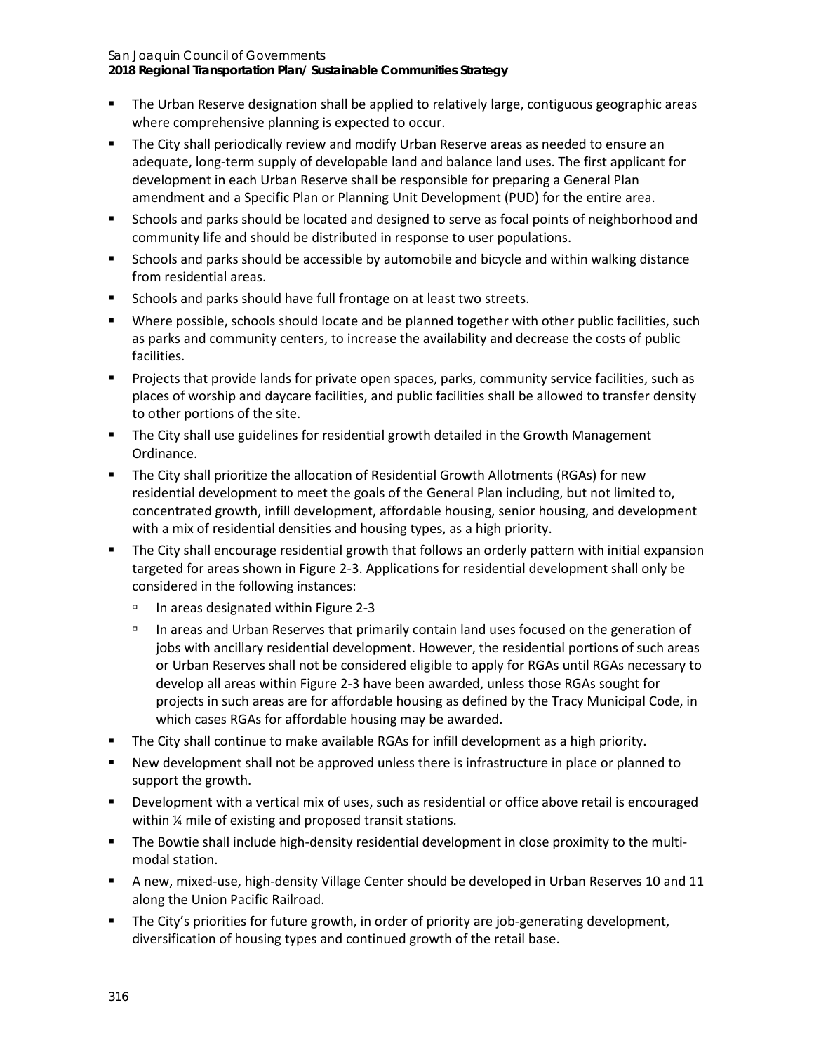- The Urban Reserve designation shall be applied to relatively large, contiguous geographic areas where comprehensive planning is expected to occur.
- The City shall periodically review and modify Urban Reserve areas as needed to ensure an adequate, long-term supply of developable land and balance land uses. The first applicant for development in each Urban Reserve shall be responsible for preparing a General Plan amendment and a Specific Plan or Planning Unit Development (PUD) for the entire area.
- Schools and parks should be located and designed to serve as focal points of neighborhood and community life and should be distributed in response to user populations.
- Schools and parks should be accessible by automobile and bicycle and within walking distance from residential areas.
- Schools and parks should have full frontage on at least two streets.
- Where possible, schools should locate and be planned together with other public facilities, such as parks and community centers, to increase the availability and decrease the costs of public facilities.
- Projects that provide lands for private open spaces, parks, community service facilities, such as places of worship and daycare facilities, and public facilities shall be allowed to transfer density to other portions of the site.
- The City shall use guidelines for residential growth detailed in the Growth Management Ordinance.
- The City shall prioritize the allocation of Residential Growth Allotments (RGAs) for new residential development to meet the goals of the General Plan including, but not limited to, concentrated growth, infill development, affordable housing, senior housing, and development with a mix of residential densities and housing types, as a high priority.
- The City shall encourage residential growth that follows an orderly pattern with initial expansion targeted for areas shown in Figure 2-3. Applications for residential development shall only be considered in the following instances:
  - In areas designated within Figure 2-3
  - In areas and Urban Reserves that primarily contain land uses focused on the generation of jobs with ancillary residential development. However, the residential portions of such areas or Urban Reserves shall not be considered eligible to apply for RGAs until RGAs necessary to develop all areas within Figure 2-3 have been awarded, unless those RGAs sought for projects in such areas are for affordable housing as defined by the Tracy Municipal Code, in which cases RGAs for affordable housing may be awarded.
- The City shall continue to make available RGAs for infill development as a high priority.
- New development shall not be approved unless there is infrastructure in place or planned to support the growth.
- Development with a vertical mix of uses, such as residential or office above retail is encouraged within ¼ mile of existing and proposed transit stations.
- The Bowtie shall include high-density residential development in close proximity to the multi-modal station.
- A new, mixed-use, high-density Village Center should be developed in Urban Reserves 10 and 11 along the Union Pacific Railroad.
- The City's priorities for future growth, in order of priority are job-generating development, diversification of housing types and continued growth of the retail base.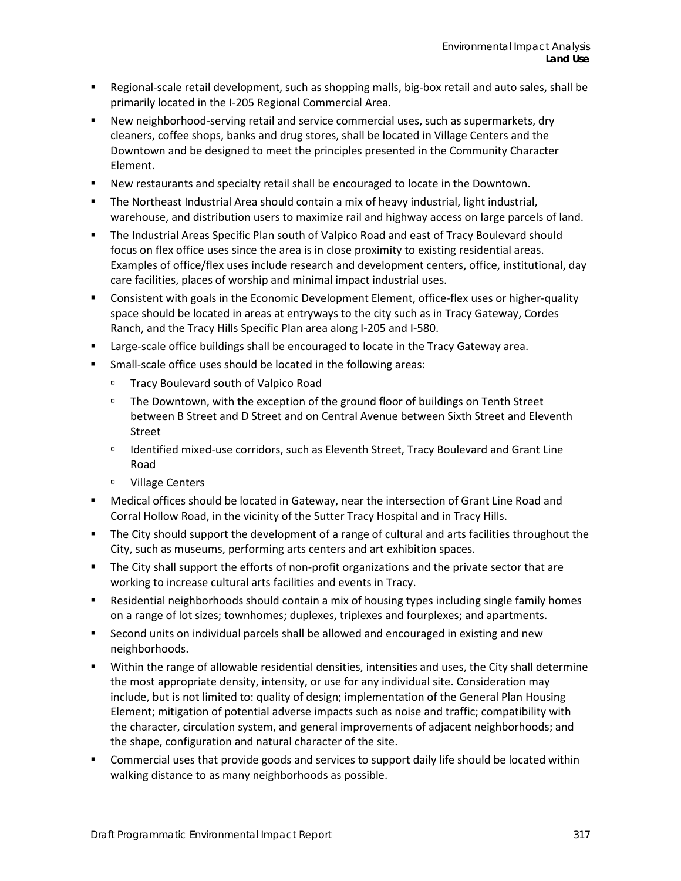- Regional-scale retail development, such as shopping malls, big-box retail and auto sales, shall be primarily located in the I-205 Regional Commercial Area.
- New neighborhood-serving retail and service commercial uses, such as supermarkets, dry cleaners, coffee shops, banks and drug stores, shall be located in Village Centers and the Downtown and be designed to meet the principles presented in the Community Character Element.
- New restaurants and specialty retail shall be encouraged to locate in the Downtown.
- The Northeast Industrial Area should contain a mix of heavy industrial, light industrial, warehouse, and distribution users to maximize rail and highway access on large parcels of land.
- The Industrial Areas Specific Plan south of Valpico Road and east of Tracy Boulevard should focus on flex office uses since the area is in close proximity to existing residential areas. Examples of office/flex uses include research and development centers, office, institutional, day care facilities, places of worship and minimal impact industrial uses.
- Consistent with goals in the Economic Development Element, office-flex uses or higher-quality space should be located in areas at entryways to the city such as in Tracy Gateway, Cordes Ranch, and the Tracy Hills Specific Plan area along I-205 and I-580.
- Large-scale office buildings shall be encouraged to locate in the Tracy Gateway area.
- Small-scale office uses should be located in the following areas:
    - Tracy Boulevard south of Valpico Road
    - The Downtown, with the exception of the ground floor of buildings on Tenth Street between B Street and D Street and on Central Avenue between Sixth Street and Eleventh Street
    - Identified mixed-use corridors, such as Eleventh Street, Tracy Boulevard and Grant Line Road
    - Village Centers
- Medical offices should be located in Gateway, near the intersection of Grant Line Road and Corral Hollow Road, in the vicinity of the Sutter Tracy Hospital and in Tracy Hills.
- The City should support the development of a range of cultural and arts facilities throughout the City, such as museums, performing arts centers and art exhibition spaces.
- The City shall support the efforts of non-profit organizations and the private sector that are working to increase cultural arts facilities and events in Tracy.
- Residential neighborhoods should contain a mix of housing types including single family homes on a range of lot sizes; townhomes; duplexes, triplexes and fourplexes; and apartments.
- Second units on individual parcels shall be allowed and encouraged in existing and new neighborhoods.
- Within the range of allowable residential densities, intensities and uses, the City shall determine the most appropriate density, intensity, or use for any individual site. Consideration may include, but is not limited to: quality of design; implementation of the General Plan Housing Element; mitigation of potential adverse impacts such as noise and traffic; compatibility with the character, circulation system, and general improvements of adjacent neighborhoods; and the shape, configuration and natural character of the site.
- Commercial uses that provide goods and services to support daily life should be located within walking distance to as many neighborhoods as possible.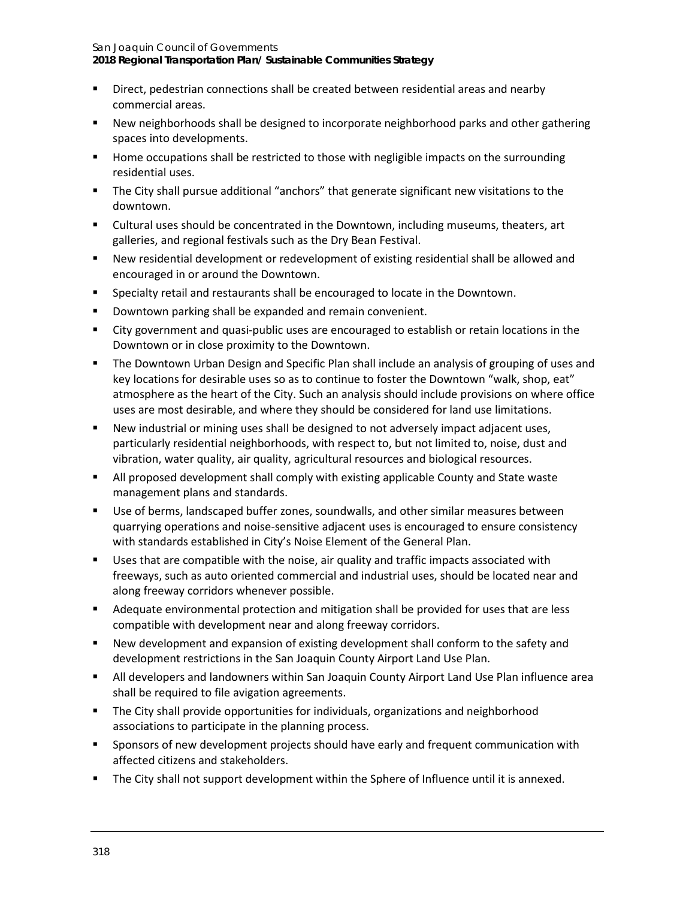- Direct, pedestrian connections shall be created between residential areas and nearby commercial areas.
- New neighborhoods shall be designed to incorporate neighborhood parks and other gathering spaces into developments.
- Home occupations shall be restricted to those with negligible impacts on the surrounding residential uses.
- The City shall pursue additional "anchors" that generate significant new visitations to the downtown.
- Cultural uses should be concentrated in the Downtown, including museums, theaters, art galleries, and regional festivals such as the Dry Bean Festival.
- New residential development or redevelopment of existing residential shall be allowed and encouraged in or around the Downtown.
- Specialty retail and restaurants shall be encouraged to locate in the Downtown.
- Downtown parking shall be expanded and remain convenient.
- City government and quasi-public uses are encouraged to establish or retain locations in the Downtown or in close proximity to the Downtown.
- The Downtown Urban Design and Specific Plan shall include an analysis of grouping of uses and key locations for desirable uses so as to continue to foster the Downtown "walk, shop, eat" atmosphere as the heart of the City. Such an analysis should include provisions on where office uses are most desirable, and where they should be considered for land use limitations.
- New industrial or mining uses shall be designed to not adversely impact adjacent uses, particularly residential neighborhoods, with respect to, but not limited to, noise, dust and vibration, water quality, air quality, agricultural resources and biological resources.
- All proposed development shall comply with existing applicable County and State waste management plans and standards.
- Use of berms, landscaped buffer zones, soundwalls, and other similar measures between quarrying operations and noise-sensitive adjacent uses is encouraged to ensure consistency with standards established in City's Noise Element of the General Plan.
- Uses that are compatible with the noise, air quality and traffic impacts associated with freeways, such as auto oriented commercial and industrial uses, should be located near and along freeway corridors whenever possible.
- Adequate environmental protection and mitigation shall be provided for uses that are less compatible with development near and along freeway corridors.
- New development and expansion of existing development shall conform to the safety and development restrictions in the San Joaquin County Airport Land Use Plan.
- All developers and landowners within San Joaquin County Airport Land Use Plan influence area shall be required to file avigation agreements.
- The City shall provide opportunities for individuals, organizations and neighborhood associations to participate in the planning process.
- Sponsors of new development projects should have early and frequent communication with affected citizens and stakeholders.
- The City shall not support development within the Sphere of Influence until it is annexed.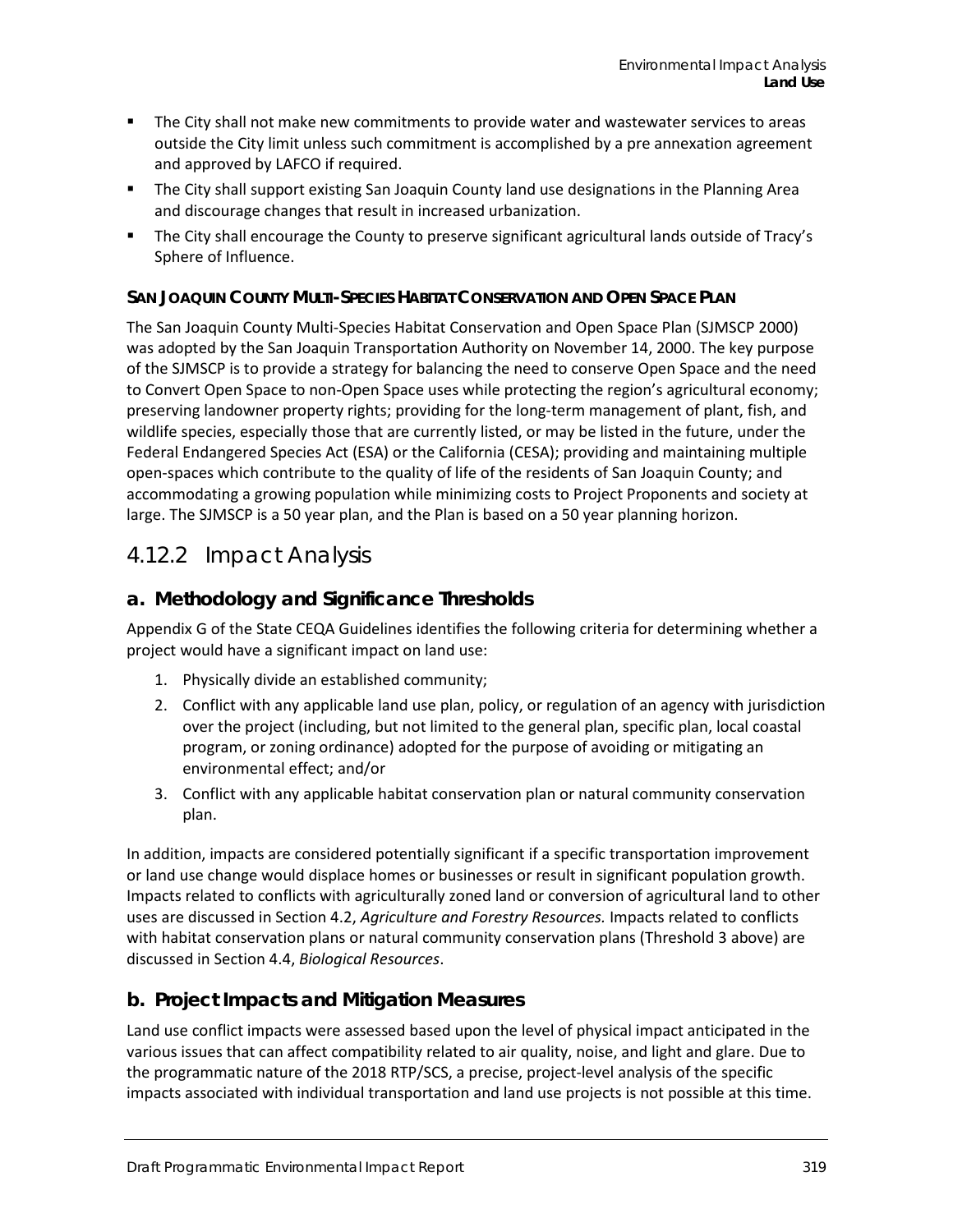- The City shall not make new commitments to provide water and wastewater services to areas outside the City limit unless such commitment is accomplished by a pre annexation agreement and approved by LAFCO if required.
- The City shall support existing San Joaquin County land use designations in the Planning Area and discourage changes that result in increased urbanization.
- The City shall encourage the County to preserve significant agricultural lands outside of Tracy's Sphere of Influence.

#### SAN JOAQUIN COUNTY MULTI-SPECIES HABITAT CONSERVATION AND OPEN SPACE PLAN

The San Joaquin County Multi-Species Habitat Conservation and Open Space Plan (SJMSCP 2000) was adopted by the San Joaquin Transportation Authority on November 14, 2000. The key purpose of the SJMSCP is to provide a strategy for balancing the need to conserve Open Space and the need to Convert Open Space to non-Open Space uses while protecting the region's agricultural economy; preserving landowner property rights; providing for the long-term management of plant, fish, and wildlife species, especially those that are currently listed, or may be listed in the future, under the Federal Endangered Species Act (ESA) or the California (CESA); providing and maintaining multiple open-spaces which contribute to the quality of life of the residents of San Joaquin County; and accommodating a growing population while minimizing costs to Project Proponents and society at large. The SJMSCP is a 50 year plan, and the Plan is based on a 50 year planning horizon.

## 4.12.2 Impact Analysis

### a. Methodology and Significance Thresholds

Appendix G of the State CEQA Guidelines identifies the following criteria for determining whether a project would have a significant impact on land use:

1. Physically divide an established community;
2. Conflict with any applicable land use plan, policy, or regulation of an agency with jurisdiction over the project (including, but not limited to the general plan, specific plan, local coastal program, or zoning ordinance) adopted for the purpose of avoiding or mitigating an environmental effect; and/or
3. Conflict with any applicable habitat conservation plan or natural community conservation plan.

In addition, impacts are considered potentially significant if a specific transportation improvement or land use change would displace homes or businesses or result in significant population growth. Impacts related to conflicts with agriculturally zoned land or conversion of agricultural land to other uses are discussed in Section 4.2, *Agriculture and Forestry Resources.* Impacts related to conflicts with habitat conservation plans or natural community conservation plans (Threshold 3 above) are discussed in Section 4.4, *Biological Resources*.

### b. Project Impacts and Mitigation Measures

Land use conflict impacts were assessed based upon the level of physical impact anticipated in the various issues that can affect compatibility related to air quality, noise, and light and glare. Due to the programmatic nature of the 2018 RTP/SCS, a precise, project-level analysis of the specific impacts associated with individual transportation and land use projects is not possible at this time.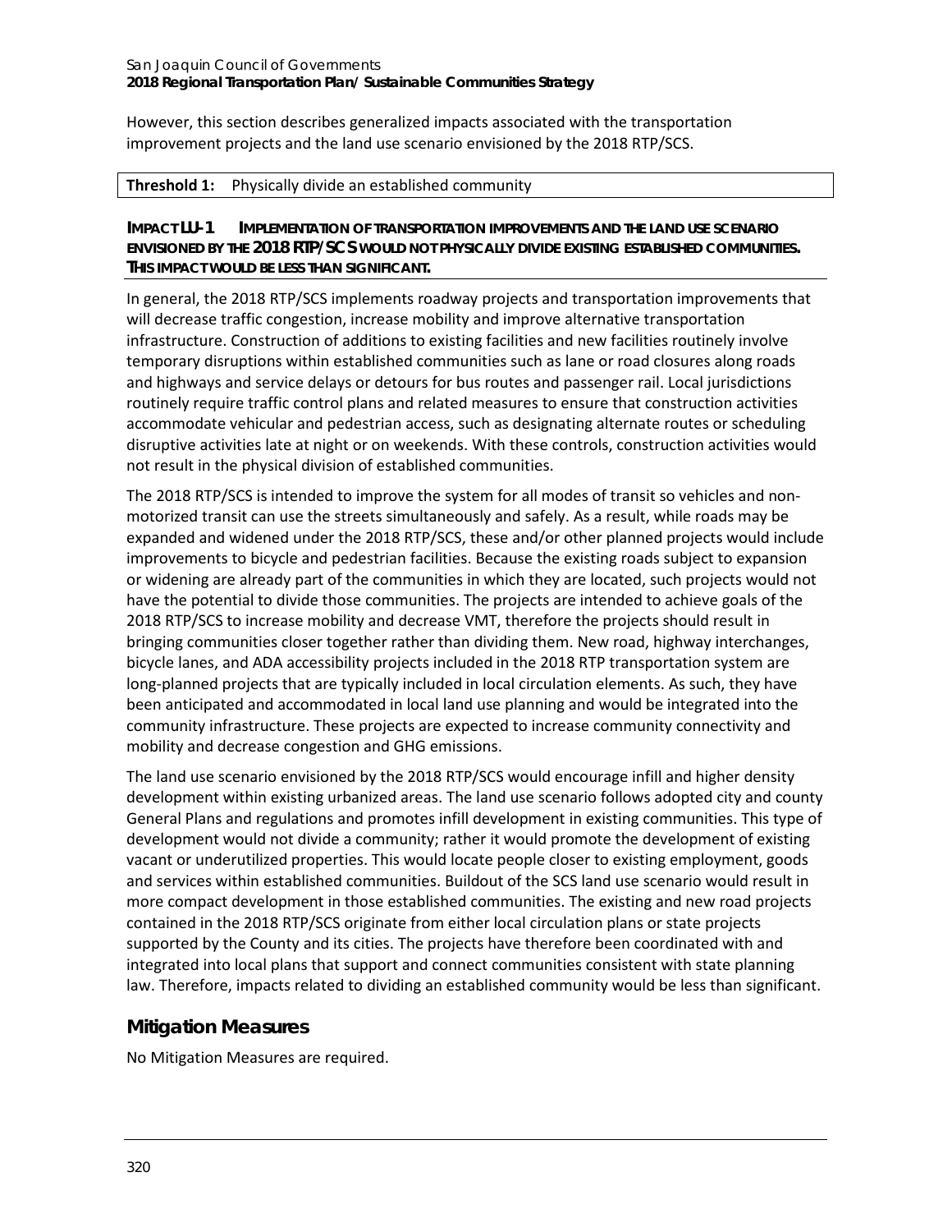However, this section describes generalized impacts associated with the transportation improvement projects and the land use scenario envisioned by the 2018 RTP/SCS.

| **Threshold 1:** Physically divide an established community |
|---|

**IMPACT LU-1 IMPLEMENTATION OF TRANSPORTATION IMPROVEMENTS AND THE LAND USE SCENARIO ENVISIONED BY THE 2018 RTP/SCS WOULD NOT PHYSICALLY DIVIDE EXISTING ESTABLISHED COMMUNITIES. THIS IMPACT WOULD BE LESS THAN SIGNIFICANT.**

In general, the 2018 RTP/SCS implements roadway projects and transportation improvements that will decrease traffic congestion, increase mobility and improve alternative transportation infrastructure. Construction of additions to existing facilities and new facilities routinely involve temporary disruptions within established communities such as lane or road closures along roads and highways and service delays or detours for bus routes and passenger rail. Local jurisdictions routinely require traffic control plans and related measures to ensure that construction activities accommodate vehicular and pedestrian access, such as designating alternate routes or scheduling disruptive activities late at night or on weekends. With these controls, construction activities would not result in the physical division of established communities.

The 2018 RTP/SCS is intended to improve the system for all modes of transit so vehicles and non-motorized transit can use the streets simultaneously and safely. As a result, while roads may be expanded and widened under the 2018 RTP/SCS, these and/or other planned projects would include improvements to bicycle and pedestrian facilities. Because the existing roads subject to expansion or widening are already part of the communities in which they are located, such projects would not have the potential to divide those communities. The projects are intended to achieve goals of the 2018 RTP/SCS to increase mobility and decrease VMT, therefore the projects should result in bringing communities closer together rather than dividing them. New road, highway interchanges, bicycle lanes, and ADA accessibility projects included in the 2018 RTP transportation system are long-planned projects that are typically included in local circulation elements. As such, they have been anticipated and accommodated in local land use planning and would be integrated into the community infrastructure. These projects are expected to increase community connectivity and mobility and decrease congestion and GHG emissions.

The land use scenario envisioned by the 2018 RTP/SCS would encourage infill and higher density development within existing urbanized areas. The land use scenario follows adopted city and county General Plans and regulations and promotes infill development in existing communities. This type of development would not divide a community; rather it would promote the development of existing vacant or underutilized properties. This would locate people closer to existing employment, goods and services within established communities. Buildout of the SCS land use scenario would result in more compact development in those established communities. The existing and new road projects contained in the 2018 RTP/SCS originate from either local circulation plans or state projects supported by the County and its cities. The projects have therefore been coordinated with and integrated into local plans that support and connect communities consistent with state planning law. Therefore, impacts related to dividing an established community would be less than significant.

## Mitigation Measures

No Mitigation Measures are required.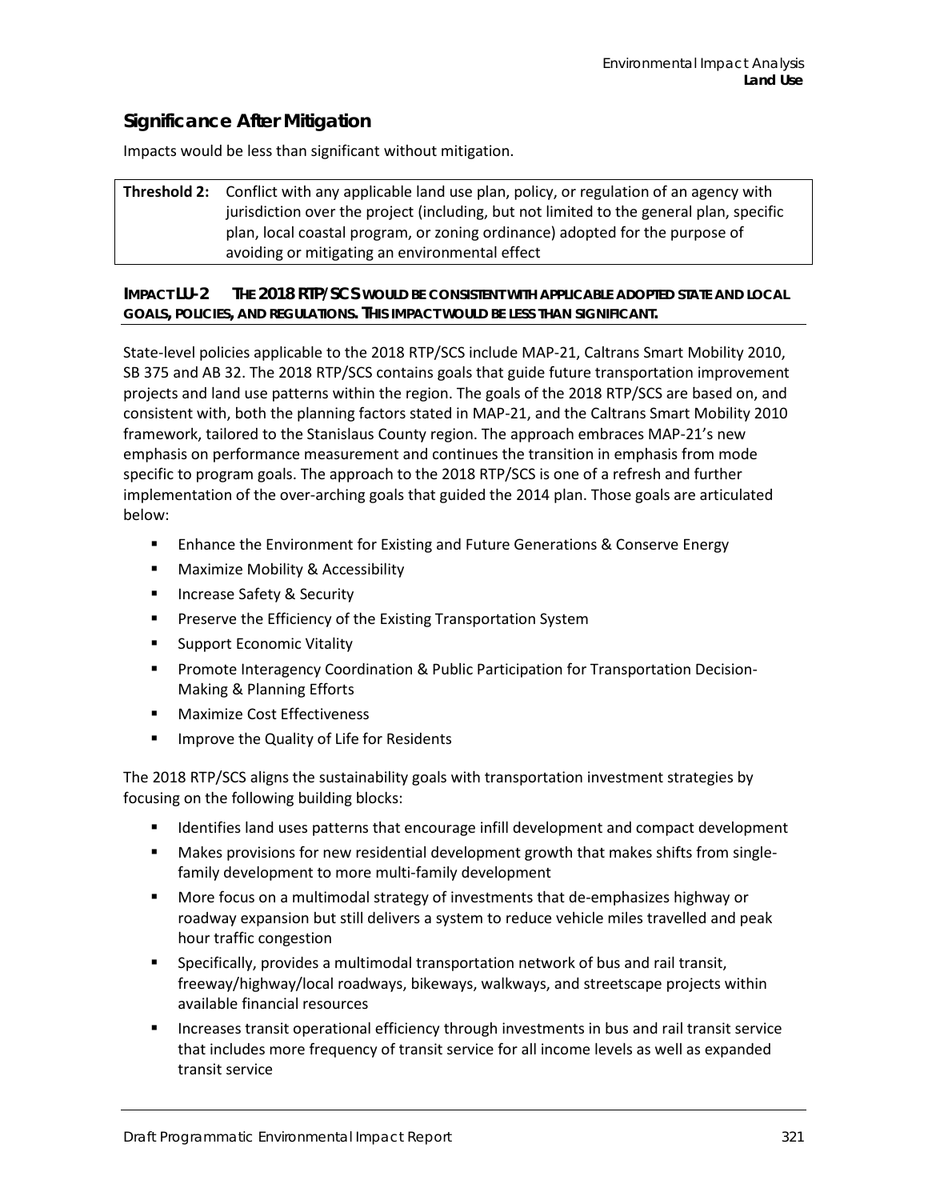### Significance After Mitigation

Impacts would be less than significant without mitigation.

| Threshold 2: | Conflict with any applicable land use plan, policy, or regulation of an agency with jurisdiction over the project (including, but not limited to the general plan, specific plan, local coastal program, or zoning ordinance) adopted for the purpose of avoiding or mitigating an environmental effect |
|---|---|

**IMPACT LU-2 THE 2018 RTP/SCS WOULD BE CONSISTENT WITH APPLICABLE ADOPTED STATE AND LOCAL GOALS, POLICIES, AND REGULATIONS. THIS IMPACT WOULD BE LESS THAN SIGNIFICANT.**

State-level policies applicable to the 2018 RTP/SCS include MAP-21, Caltrans Smart Mobility 2010, SB 375 and AB 32. The 2018 RTP/SCS contains goals that guide future transportation improvement projects and land use patterns within the region. The goals of the 2018 RTP/SCS are based on, and consistent with, both the planning factors stated in MAP-21, and the Caltrans Smart Mobility 2010 framework, tailored to the Stanislaus County region. The approach embraces MAP-21's new emphasis on performance measurement and continues the transition in emphasis from mode specific to program goals. The approach to the 2018 RTP/SCS is one of a refresh and further implementation of the over-arching goals that guided the 2014 plan. Those goals are articulated below:

- Enhance the Environment for Existing and Future Generations & Conserve Energy
- Maximize Mobility & Accessibility
- Increase Safety & Security
- Preserve the Efficiency of the Existing Transportation System
- Support Economic Vitality
- Promote Interagency Coordination & Public Participation for Transportation Decision-Making & Planning Efforts
- Maximize Cost Effectiveness
- Improve the Quality of Life for Residents

The 2018 RTP/SCS aligns the sustainability goals with transportation investment strategies by focusing on the following building blocks:

- Identifies land uses patterns that encourage infill development and compact development
- Makes provisions for new residential development growth that makes shifts from single-family development to more multi-family development
- More focus on a multimodal strategy of investments that de-emphasizes highway or roadway expansion but still delivers a system to reduce vehicle miles travelled and peak hour traffic congestion
- Specifically, provides a multimodal transportation network of bus and rail transit, freeway/highway/local roadways, bikeways, walkways, and streetscape projects within available financial resources
- Increases transit operational efficiency through investments in bus and rail transit service that includes more frequency of transit service for all income levels as well as expanded transit service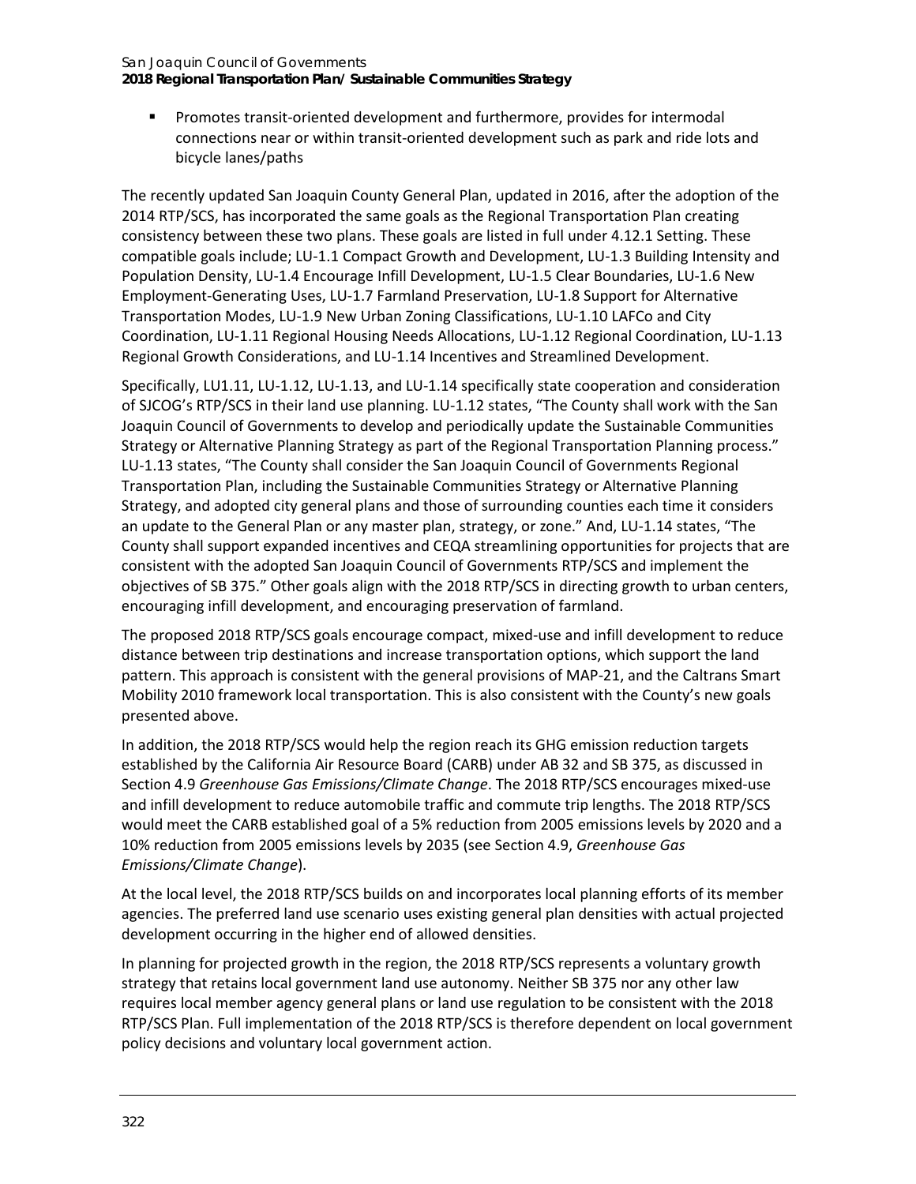- Promotes transit-oriented development and furthermore, provides for intermodal connections near or within transit-oriented development such as park and ride lots and bicycle lanes/paths

The recently updated San Joaquin County General Plan, updated in 2016, after the adoption of the 2014 RTP/SCS, has incorporated the same goals as the Regional Transportation Plan creating consistency between these two plans. These goals are listed in full under 4.12.1 Setting. These compatible goals include; LU-1.1 Compact Growth and Development, LU-1.3 Building Intensity and Population Density, LU-1.4 Encourage Infill Development, LU-1.5 Clear Boundaries, LU-1.6 New Employment-Generating Uses, LU-1.7 Farmland Preservation, LU-1.8 Support for Alternative Transportation Modes, LU-1.9 New Urban Zoning Classifications, LU-1.10 LAFCo and City Coordination, LU-1.11 Regional Housing Needs Allocations, LU-1.12 Regional Coordination, LU-1.13 Regional Growth Considerations, and LU-1.14 Incentives and Streamlined Development.

Specifically, LU1.11, LU-1.12, LU-1.13, and LU-1.14 specifically state cooperation and consideration of SJCOG's RTP/SCS in their land use planning. LU-1.12 states, "The County shall work with the San Joaquin Council of Governments to develop and periodically update the Sustainable Communities Strategy or Alternative Planning Strategy as part of the Regional Transportation Planning process." LU-1.13 states, "The County shall consider the San Joaquin Council of Governments Regional Transportation Plan, including the Sustainable Communities Strategy or Alternative Planning Strategy, and adopted city general plans and those of surrounding counties each time it considers an update to the General Plan or any master plan, strategy, or zone." And, LU-1.14 states, "The County shall support expanded incentives and CEQA streamlining opportunities for projects that are consistent with the adopted San Joaquin Council of Governments RTP/SCS and implement the objectives of SB 375." Other goals align with the 2018 RTP/SCS in directing growth to urban centers, encouraging infill development, and encouraging preservation of farmland.

The proposed 2018 RTP/SCS goals encourage compact, mixed-use and infill development to reduce distance between trip destinations and increase transportation options, which support the land pattern. This approach is consistent with the general provisions of MAP-21, and the Caltrans Smart Mobility 2010 framework local transportation. This is also consistent with the County's new goals presented above.

In addition, the 2018 RTP/SCS would help the region reach its GHG emission reduction targets established by the California Air Resource Board (CARB) under AB 32 and SB 375, as discussed in Section 4.9 *Greenhouse Gas Emissions/Climate Change*. The 2018 RTP/SCS encourages mixed-use and infill development to reduce automobile traffic and commute trip lengths. The 2018 RTP/SCS would meet the CARB established goal of a 5% reduction from 2005 emissions levels by 2020 and a 10% reduction from 2005 emissions levels by 2035 (see Section 4.9, *Greenhouse Gas Emissions/Climate Change*).

At the local level, the 2018 RTP/SCS builds on and incorporates local planning efforts of its member agencies. The preferred land use scenario uses existing general plan densities with actual projected development occurring in the higher end of allowed densities.

In planning for projected growth in the region, the 2018 RTP/SCS represents a voluntary growth strategy that retains local government land use autonomy. Neither SB 375 nor any other law requires local member agency general plans or land use regulation to be consistent with the 2018 RTP/SCS Plan. Full implementation of the 2018 RTP/SCS is therefore dependent on local government policy decisions and voluntary local government action.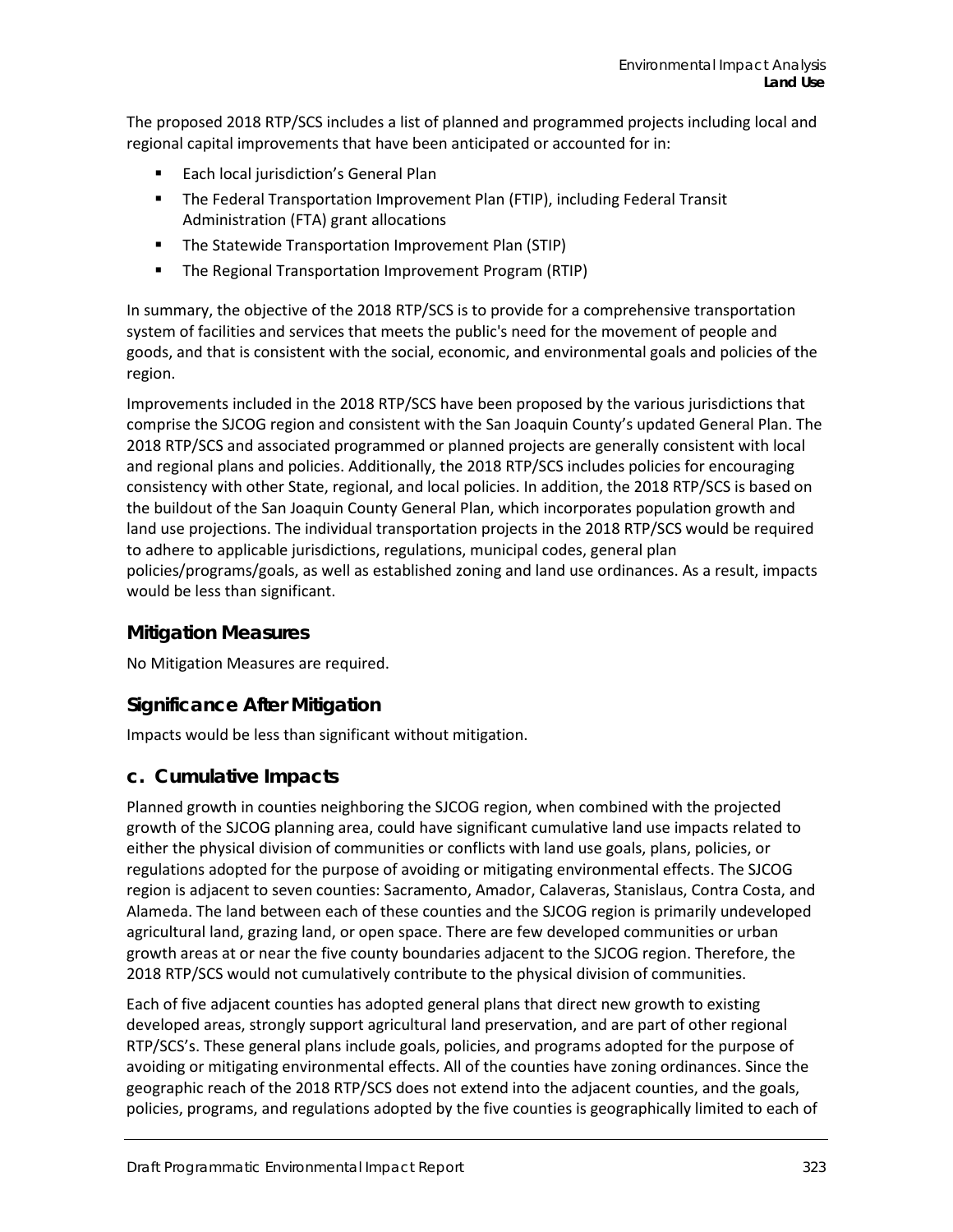The proposed 2018 RTP/SCS includes a list of planned and programmed projects including local and regional capital improvements that have been anticipated or accounted for in:

- Each local jurisdiction's General Plan
- The Federal Transportation Improvement Plan (FTIP), including Federal Transit Administration (FTA) grant allocations
- The Statewide Transportation Improvement Plan (STIP)
- The Regional Transportation Improvement Program (RTIP)

In summary, the objective of the 2018 RTP/SCS is to provide for a comprehensive transportation system of facilities and services that meets the public's need for the movement of people and goods, and that is consistent with the social, economic, and environmental goals and policies of the region.

Improvements included in the 2018 RTP/SCS have been proposed by the various jurisdictions that comprise the SJCOG region and consistent with the San Joaquin County's updated General Plan. The 2018 RTP/SCS and associated programmed or planned projects are generally consistent with local and regional plans and policies. Additionally, the 2018 RTP/SCS includes policies for encouraging consistency with other State, regional, and local policies. In addition, the 2018 RTP/SCS is based on the buildout of the San Joaquin County General Plan, which incorporates population growth and land use projections. The individual transportation projects in the 2018 RTP/SCS would be required to adhere to applicable jurisdictions, regulations, municipal codes, general plan policies/programs/goals, as well as established zoning and land use ordinances. As a result, impacts would be less than significant.

### Mitigation Measures

No Mitigation Measures are required.

### Significance After Mitigation

Impacts would be less than significant without mitigation.

## c. Cumulative Impacts

Planned growth in counties neighboring the SJCOG region, when combined with the projected growth of the SJCOG planning area, could have significant cumulative land use impacts related to either the physical division of communities or conflicts with land use goals, plans, policies, or regulations adopted for the purpose of avoiding or mitigating environmental effects. The SJCOG region is adjacent to seven counties: Sacramento, Amador, Calaveras, Stanislaus, Contra Costa, and Alameda. The land between each of these counties and the SJCOG region is primarily undeveloped agricultural land, grazing land, or open space. There are few developed communities or urban growth areas at or near the five county boundaries adjacent to the SJCOG region. Therefore, the 2018 RTP/SCS would not cumulatively contribute to the physical division of communities.

Each of five adjacent counties has adopted general plans that direct new growth to existing developed areas, strongly support agricultural land preservation, and are part of other regional RTP/SCS's. These general plans include goals, policies, and programs adopted for the purpose of avoiding or mitigating environmental effects. All of the counties have zoning ordinances. Since the geographic reach of the 2018 RTP/SCS does not extend into the adjacent counties, and the goals, policies, programs, and regulations adopted by the five counties is geographically limited to each of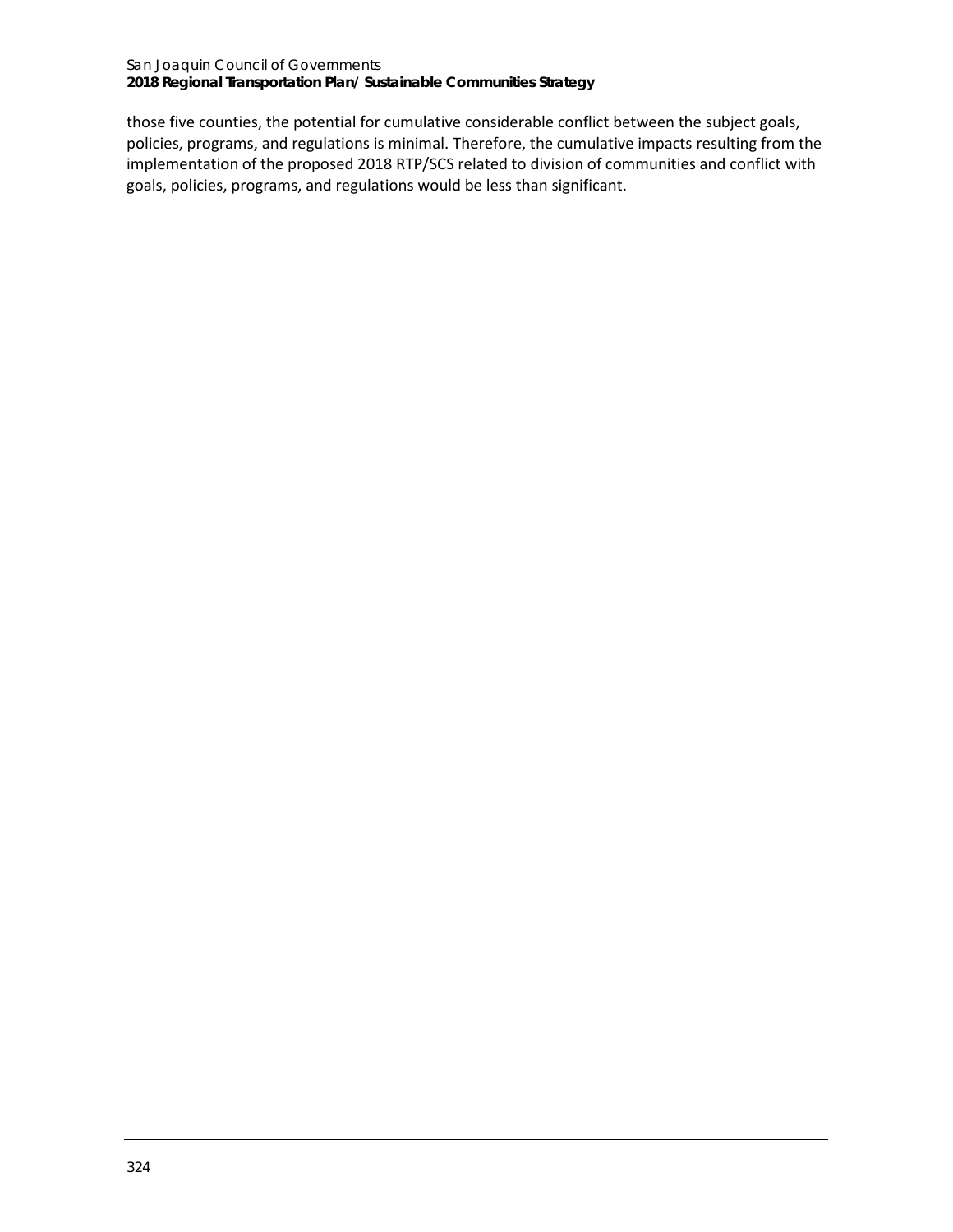those five counties, the potential for cumulative considerable conflict between the subject goals, policies, programs, and regulations is minimal. Therefore, the cumulative impacts resulting from the implementation of the proposed 2018 RTP/SCS related to division of communities and conflict with goals, policies, programs, and regulations would be less than significant.